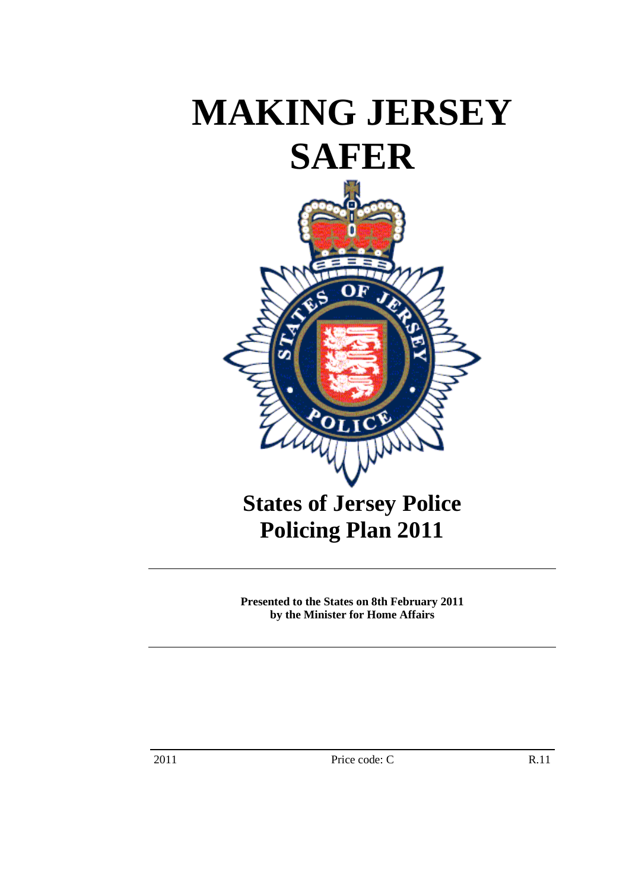# MAKING JERSEY SAFER

## States of Jersey Police Policing Plan 2011

---

**Presented to the States on 8th February 2011 by the Minister for Home Affairs**

---

2011 Price code: C R.11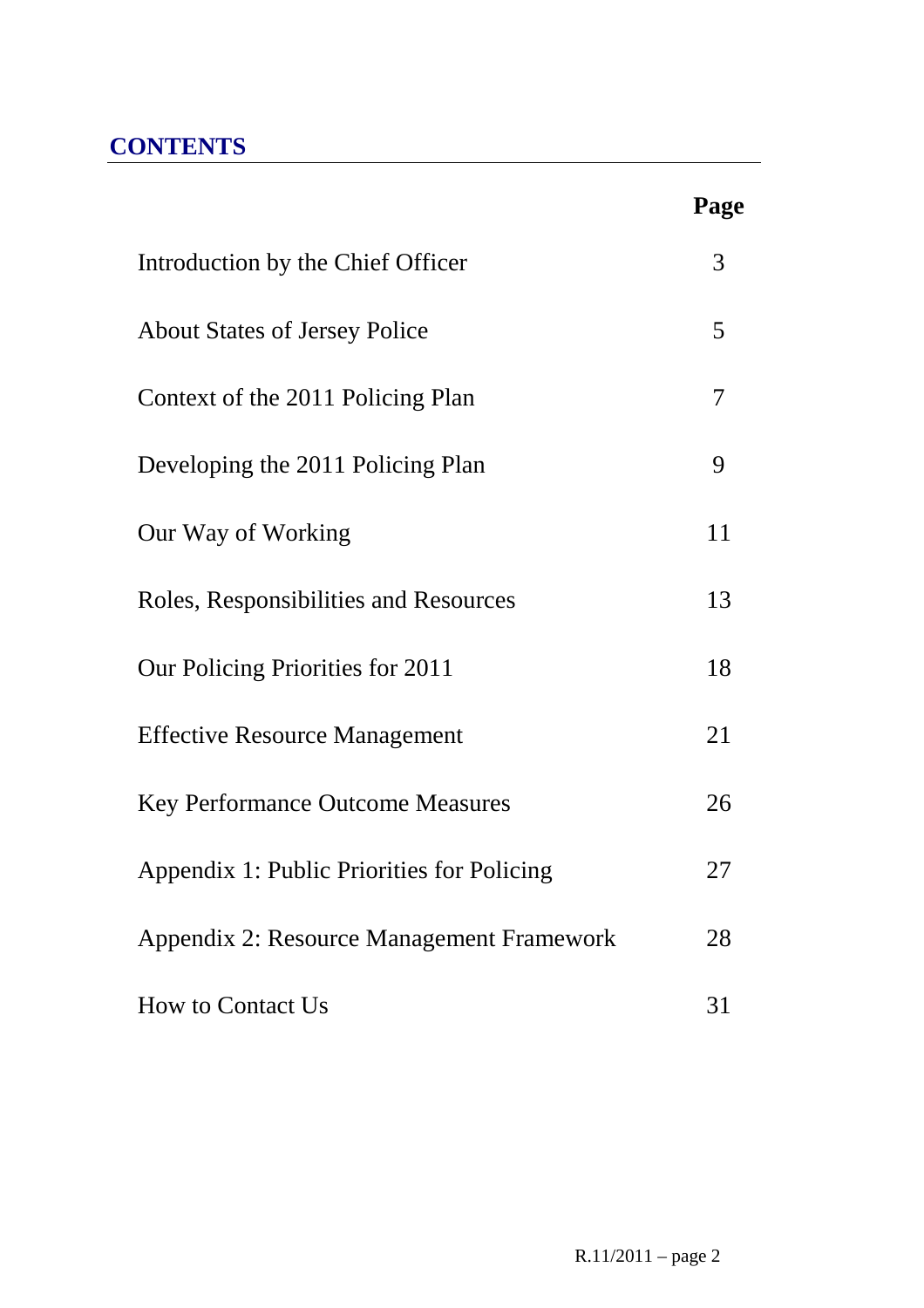## CONTENTS

| | Page |
|---|---|
| Introduction by the Chief Officer | 3 |
| About States of Jersey Police | 5 |
| Context of the 2011 Policing Plan | 7 |
| Developing the 2011 Policing Plan | 9 |
| Our Way of Working | 11 |
| Roles, Responsibilities and Resources | 13 |
| Our Policing Priorities for 2011 | 18 |
| Effective Resource Management | 21 |
| Key Performance Outcome Measures | 26 |
| Appendix 1: Public Priorities for Policing | 27 |
| Appendix 2: Resource Management Framework | 28 |
| How to Contact Us | 31 |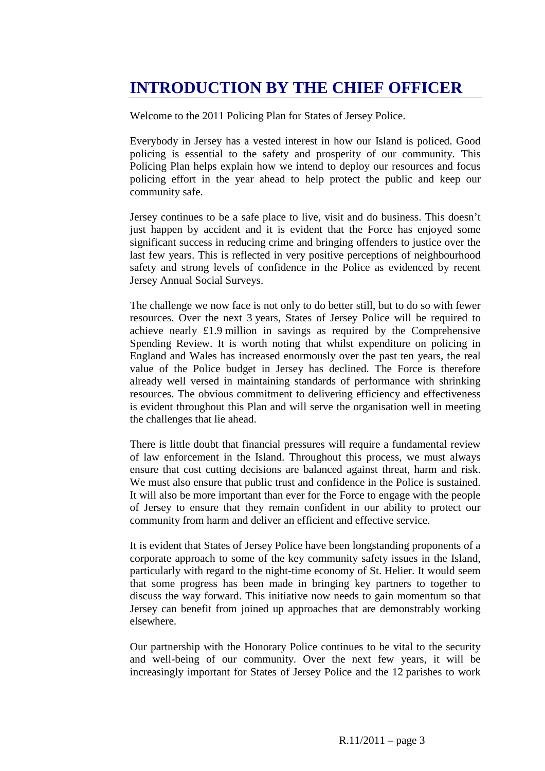# INTRODUCTION BY THE CHIEF OFFICER

Welcome to the 2011 Policing Plan for States of Jersey Police.

Everybody in Jersey has a vested interest in how our Island is policed. Good policing is essential to the safety and prosperity of our community. This Policing Plan helps explain how we intend to deploy our resources and focus policing effort in the year ahead to help protect the public and keep our community safe.

Jersey continues to be a safe place to live, visit and do business. This doesn't just happen by accident and it is evident that the Force has enjoyed some significant success in reducing crime and bringing offenders to justice over the last few years. This is reflected in very positive perceptions of neighbourhood safety and strong levels of confidence in the Police as evidenced by recent Jersey Annual Social Surveys.

The challenge we now face is not only to do better still, but to do so with fewer resources. Over the next 3 years, States of Jersey Police will be required to achieve nearly £1.9 million in savings as required by the Comprehensive Spending Review. It is worth noting that whilst expenditure on policing in England and Wales has increased enormously over the past ten years, the real value of the Police budget in Jersey has declined. The Force is therefore already well versed in maintaining standards of performance with shrinking resources. The obvious commitment to delivering efficiency and effectiveness is evident throughout this Plan and will serve the organisation well in meeting the challenges that lie ahead.

There is little doubt that financial pressures will require a fundamental review of law enforcement in the Island. Throughout this process, we must always ensure that cost cutting decisions are balanced against threat, harm and risk. We must also ensure that public trust and confidence in the Police is sustained. It will also be more important than ever for the Force to engage with the people of Jersey to ensure that they remain confident in our ability to protect our community from harm and deliver an efficient and effective service.

It is evident that States of Jersey Police have been longstanding proponents of a corporate approach to some of the key community safety issues in the Island, particularly with regard to the night-time economy of St. Helier. It would seem that some progress has been made in bringing key partners to together to discuss the way forward. This initiative now needs to gain momentum so that Jersey can benefit from joined up approaches that are demonstrably working elsewhere.

Our partnership with the Honorary Police continues to be vital to the security and well-being of our community. Over the next few years, it will be increasingly important for States of Jersey Police and the 12 parishes to work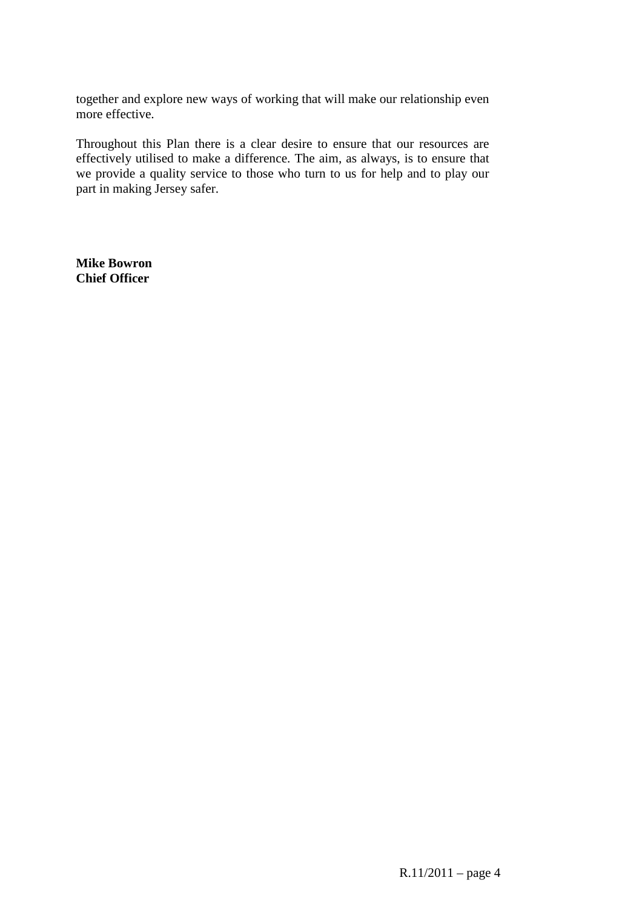together and explore new ways of working that will make our relationship even more effective.

Throughout this Plan there is a clear desire to ensure that our resources are effectively utilised to make a difference. The aim, as always, is to ensure that we provide a quality service to those who turn to us for help and to play our part in making Jersey safer.

**Mike Bowron**
**Chief Officer**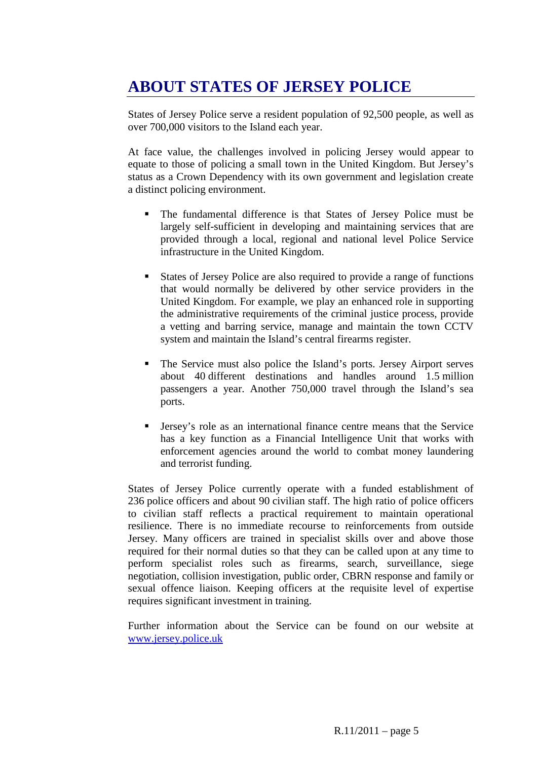# ABOUT STATES OF JERSEY POLICE

States of Jersey Police serve a resident population of 92,500 people, as well as over 700,000 visitors to the Island each year.

At face value, the challenges involved in policing Jersey would appear to equate to those of policing a small town in the United Kingdom. But Jersey's status as a Crown Dependency with its own government and legislation create a distinct policing environment.

- The fundamental difference is that States of Jersey Police must be largely self-sufficient in developing and maintaining services that are provided through a local, regional and national level Police Service infrastructure in the United Kingdom.
- States of Jersey Police are also required to provide a range of functions that would normally be delivered by other service providers in the United Kingdom. For example, we play an enhanced role in supporting the administrative requirements of the criminal justice process, provide a vetting and barring service, manage and maintain the town CCTV system and maintain the Island's central firearms register.
- The Service must also police the Island's ports. Jersey Airport serves about 40 different destinations and handles around 1.5 million passengers a year. Another 750,000 travel through the Island's sea ports.
- Jersey's role as an international finance centre means that the Service has a key function as a Financial Intelligence Unit that works with enforcement agencies around the world to combat money laundering and terrorist funding.

States of Jersey Police currently operate with a funded establishment of 236 police officers and about 90 civilian staff. The high ratio of police officers to civilian staff reflects a practical requirement to maintain operational resilience. There is no immediate recourse to reinforcements from outside Jersey. Many officers are trained in specialist skills over and above those required for their normal duties so that they can be called upon at any time to perform specialist roles such as firearms, search, surveillance, siege negotiation, collision investigation, public order, CBRN response and family or sexual offence liaison. Keeping officers at the requisite level of expertise requires significant investment in training.

Further information about the Service can be found on our website at [www.jersey.police.uk](http://www.jersey.police.uk)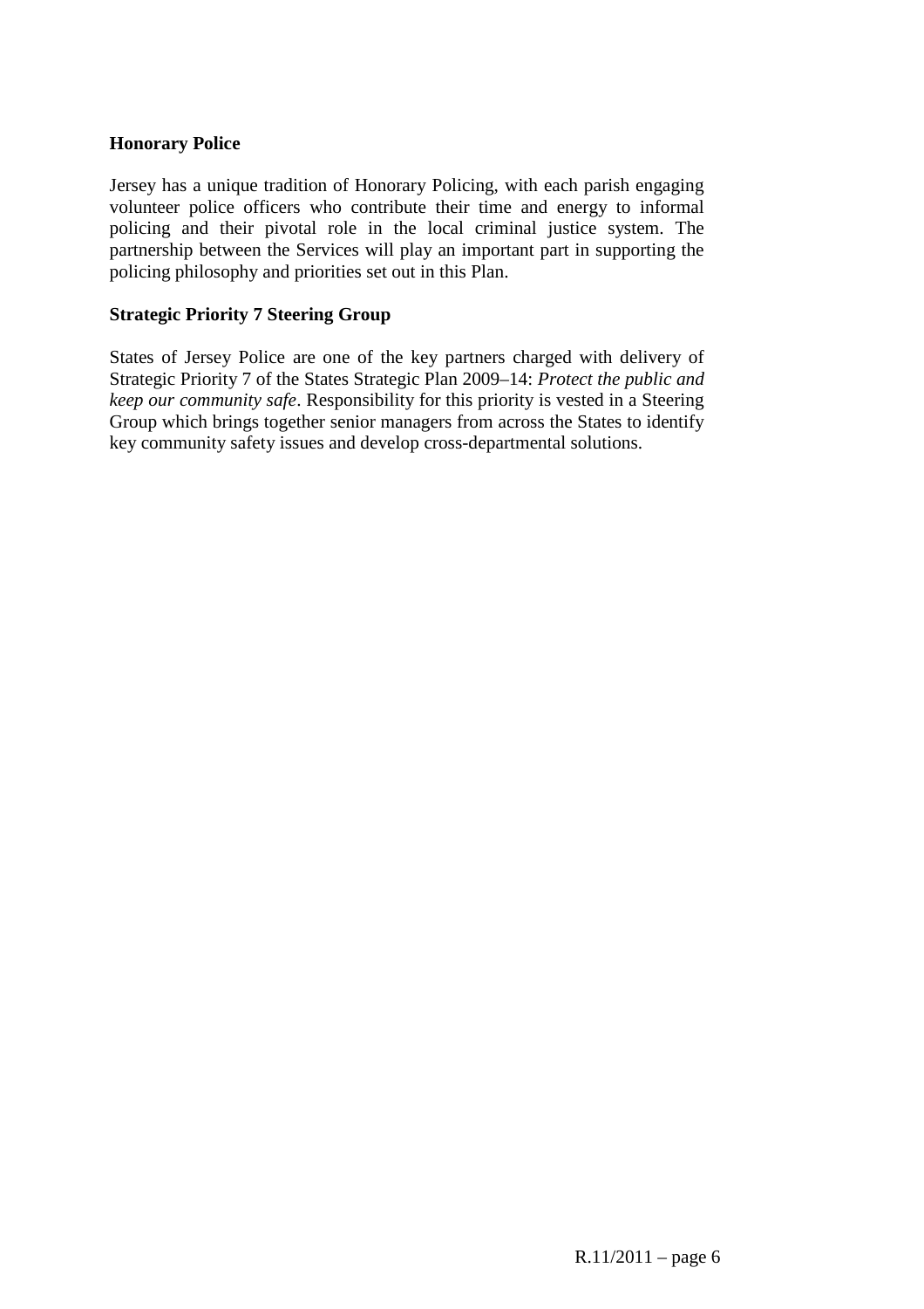**Honorary Police**

Jersey has a unique tradition of Honorary Policing, with each parish engaging volunteer police officers who contribute their time and energy to informal policing and their pivotal role in the local criminal justice system. The partnership between the Services will play an important part in supporting the policing philosophy and priorities set out in this Plan.

**Strategic Priority 7 Steering Group**

States of Jersey Police are one of the key partners charged with delivery of Strategic Priority 7 of the States Strategic Plan 2009–14: *Protect the public and keep our community safe*. Responsibility for this priority is vested in a Steering Group which brings together senior managers from across the States to identify key community safety issues and develop cross-departmental solutions.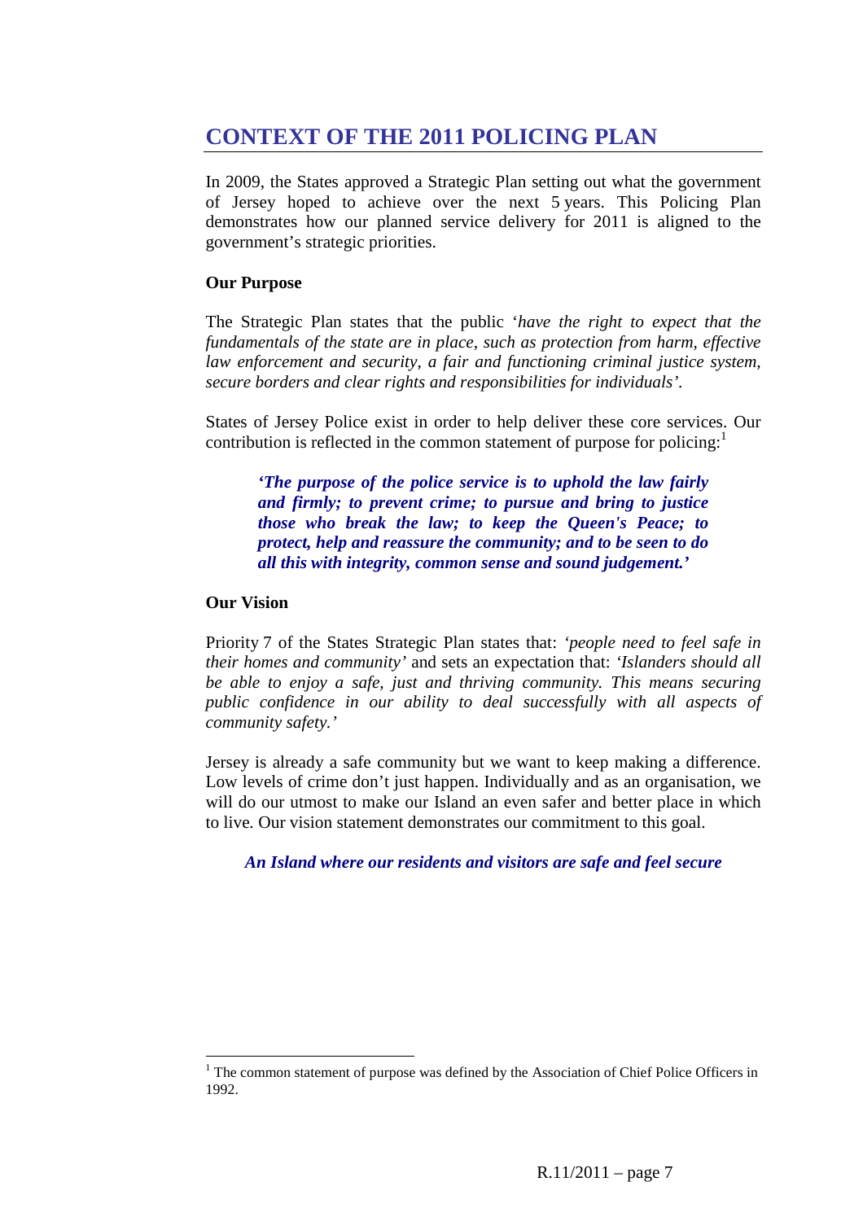# CONTEXT OF THE 2011 POLICING PLAN

In 2009, the States approved a Strategic Plan setting out what the government of Jersey hoped to achieve over the next 5 years. This Policing Plan demonstrates how our planned service delivery for 2011 is aligned to the government's strategic priorities.

**Our Purpose**

The Strategic Plan states that the public '*have the right to expect that the fundamentals of the state are in place, such as protection from harm, effective law enforcement and security, a fair and functioning criminal justice system, secure borders and clear rights and responsibilities for individuals*'.

States of Jersey Police exist in order to help deliver these core services. Our contribution is reflected in the common statement of purpose for policing:[1]

> ***'The purpose of the police service is to uphold the law fairly and firmly; to prevent crime; to pursue and bring to justice those who break the law; to keep the Queen's Peace; to protect, help and reassure the community; and to be seen to do all this with integrity, common sense and sound judgement.'***

**Our Vision**

Priority 7 of the States Strategic Plan states that: *'people need to feel safe in their homes and community'* and sets an expectation that: *'Islanders should all be able to enjoy a safe, just and thriving community. This means securing public confidence in our ability to deal successfully with all aspects of community safety.'*

Jersey is already a safe community but we want to keep making a difference. Low levels of crime don't just happen. Individually and as an organisation, we will do our utmost to make our Island an even safer and better place in which to live. Our vision statement demonstrates our commitment to this goal.

***An Island where our residents and visitors are safe and feel secure***

---

[1] The common statement of purpose was defined by the Association of Chief Police Officers in 1992.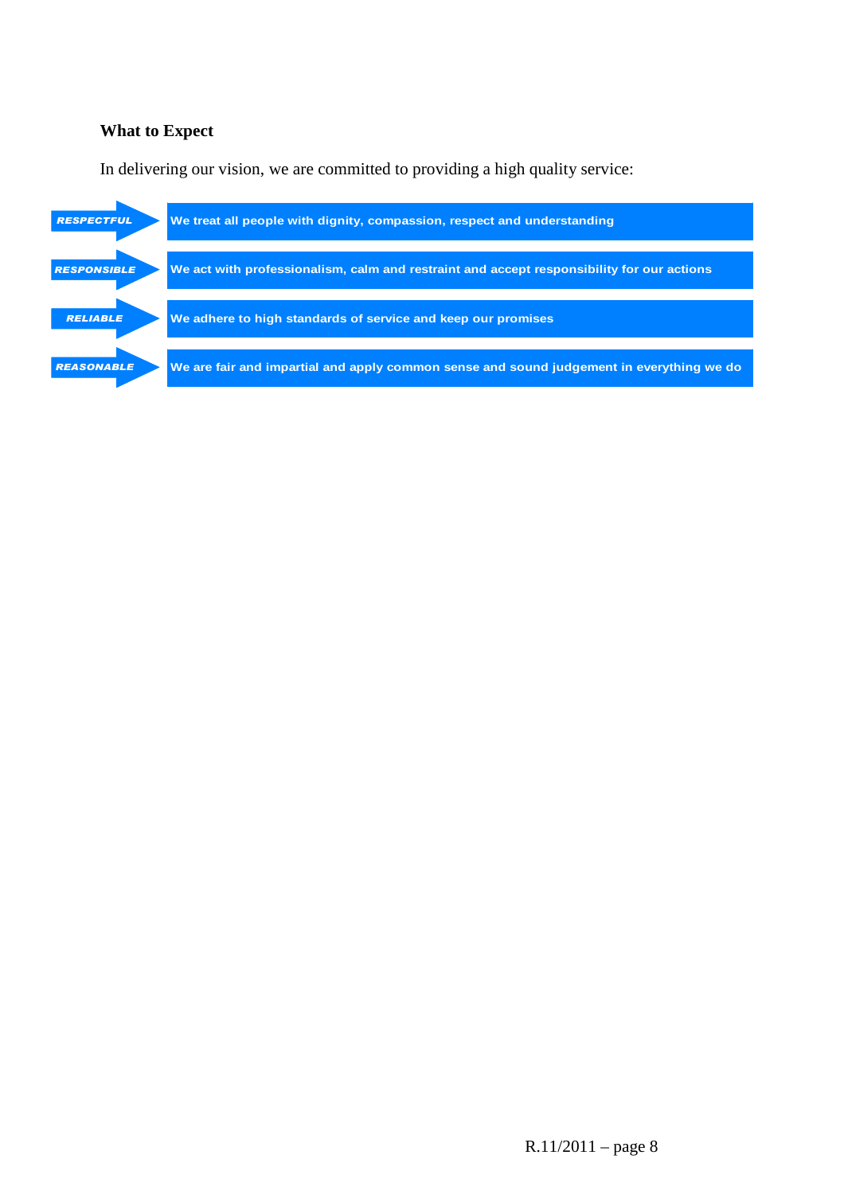**What to Expect**

In delivering our vision, we are committed to providing a high quality service:

- ***RESPECTFUL*** – **We treat all people with dignity, compassion, respect and understanding**
- ***RESPONSIBLE*** – **We act with professionalism, calm and restraint and accept responsibility for our actions**
- ***RELIABLE*** – **We adhere to high standards of service and keep our promises**
- ***REASONABLE*** – **We are fair and impartial and apply common sense and sound judgement in everything we do**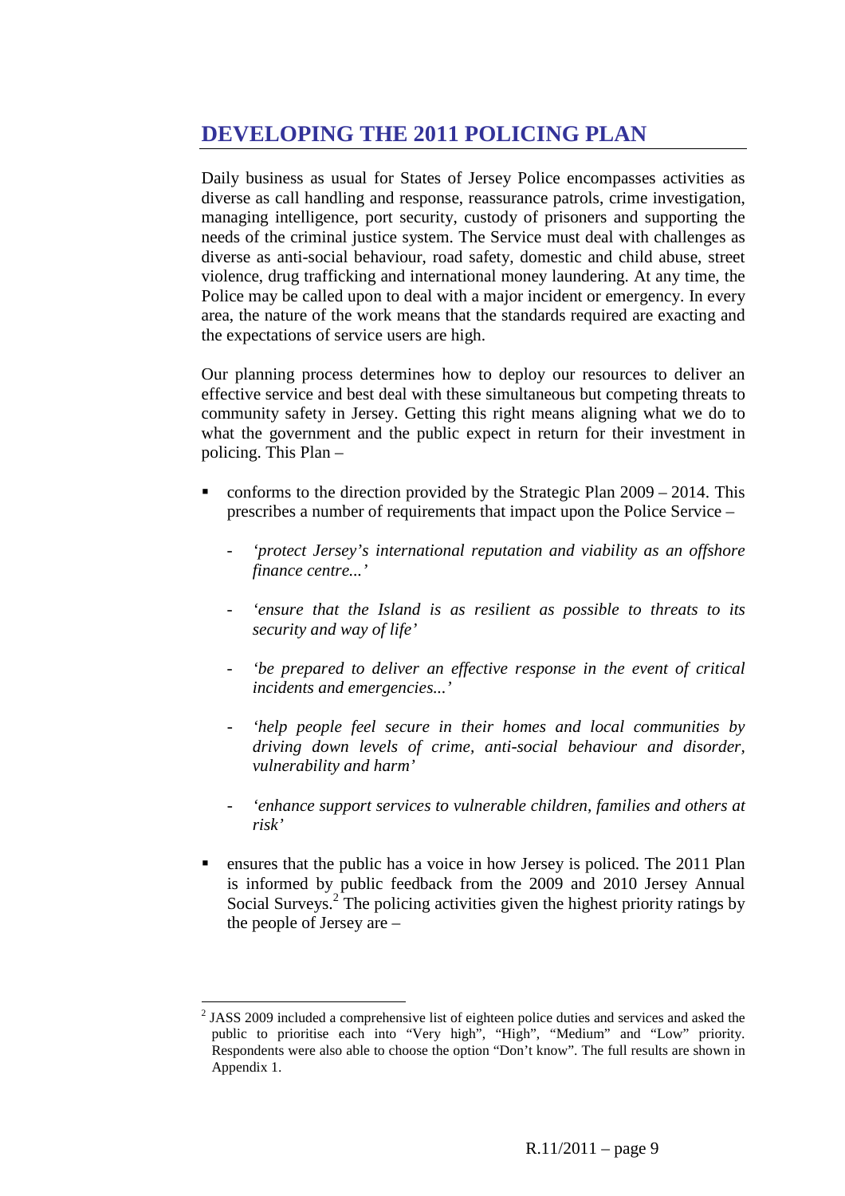# DEVELOPING THE 2011 POLICING PLAN

Daily business as usual for States of Jersey Police encompasses activities as diverse as call handling and response, reassurance patrols, crime investigation, managing intelligence, port security, custody of prisoners and supporting the needs of the criminal justice system. The Service must deal with challenges as diverse as anti-social behaviour, road safety, domestic and child abuse, street violence, drug trafficking and international money laundering. At any time, the Police may be called upon to deal with a major incident or emergency. In every area, the nature of the work means that the standards required are exacting and the expectations of service users are high.

Our planning process determines how to deploy our resources to deliver an effective service and best deal with these simultaneous but competing threats to community safety in Jersey. Getting this right means aligning what we do to what the government and the public expect in return for their investment in policing. This Plan –

- conforms to the direction provided by the Strategic Plan 2009 – 2014. This prescribes a number of requirements that impact upon the Police Service –
  - *'protect Jersey's international reputation and viability as an offshore finance centre...'*
  - *'ensure that the Island is as resilient as possible to threats to its security and way of life'*
  - *'be prepared to deliver an effective response in the event of critical incidents and emergencies...'*
  - *'help people feel secure in their homes and local communities by driving down levels of crime, anti-social behaviour and disorder, vulnerability and harm'*
  - *'enhance support services to vulnerable children, families and others at risk'*
- ensures that the public has a voice in how Jersey is policed. The 2011 Plan is informed by public feedback from the 2009 and 2010 Jersey Annual Social Surveys.[2] The policing activities given the highest priority ratings by the people of Jersey are –

[2] JASS 2009 included a comprehensive list of eighteen police duties and services and asked the public to prioritise each into "Very high", "High", "Medium" and "Low" priority. Respondents were also able to choose the option "Don't know". The full results are shown in Appendix 1.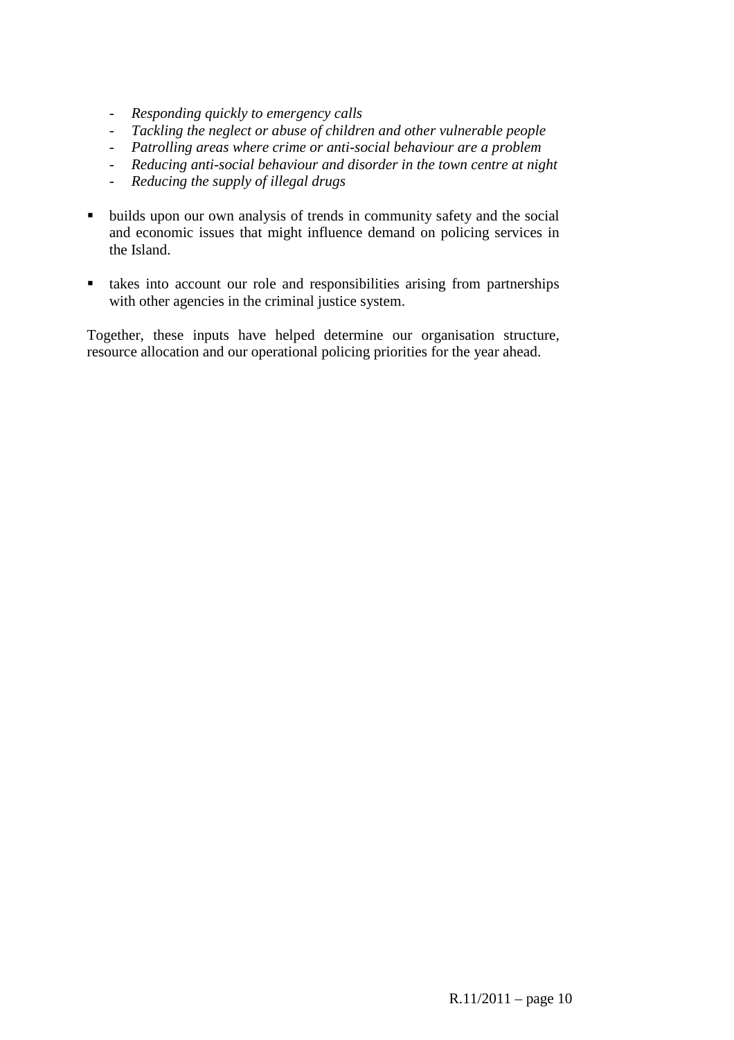- *Responding quickly to emergency calls*
  - *Tackling the neglect or abuse of children and other vulnerable people*
  - *Patrolling areas where crime or anti-social behaviour are a problem*
  - *Reducing anti-social behaviour and disorder in the town centre at night*
  - *Reducing the supply of illegal drugs*

- builds upon our own analysis of trends in community safety and the social and economic issues that might influence demand on policing services in the Island.

- takes into account our role and responsibilities arising from partnerships with other agencies in the criminal justice system.

Together, these inputs have helped determine our organisation structure, resource allocation and our operational policing priorities for the year ahead.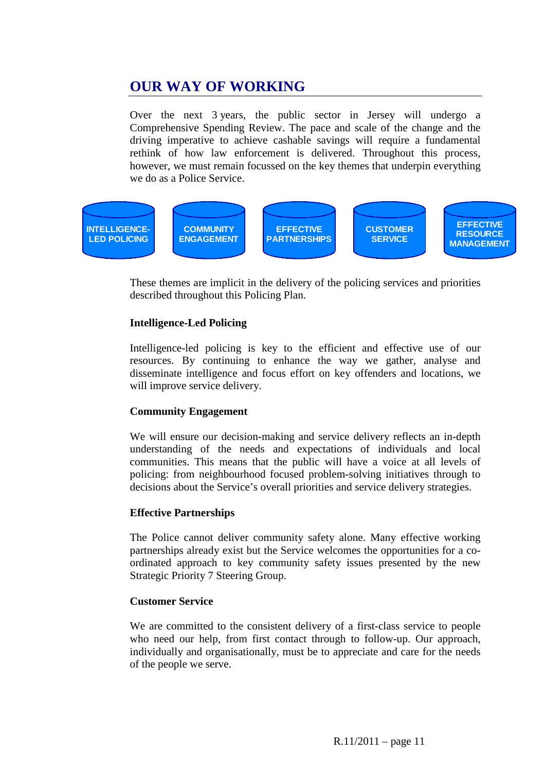## OUR WAY OF WORKING

Over the next 3 years, the public sector in Jersey will undergo a Comprehensive Spending Review. The pace and scale of the change and the driving imperative to achieve cashable savings will require a fundamental rethink of how law enforcement is delivered. Throughout this process, however, we must remain focussed on the key themes that underpin everything we do as a Police Service.

INTELLIGENCE-LED POLICING | COMMUNITY ENGAGEMENT | EFFECTIVE PARTNERSHIPS | CUSTOMER SERVICE | EFFECTIVE RESOURCE MANAGEMENT

These themes are implicit in the delivery of the policing services and priorities described throughout this Policing Plan.

**Intelligence-Led Policing**

Intelligence-led policing is key to the efficient and effective use of our resources. By continuing to enhance the way we gather, analyse and disseminate intelligence and focus effort on key offenders and locations, we will improve service delivery.

**Community Engagement**

We will ensure our decision-making and service delivery reflects an in-depth understanding of the needs and expectations of individuals and local communities. This means that the public will have a voice at all levels of policing: from neighbourhood focused problem-solving initiatives through to decisions about the Service's overall priorities and service delivery strategies.

**Effective Partnerships**

The Police cannot deliver community safety alone. Many effective working partnerships already exist but the Service welcomes the opportunities for a co-ordinated approach to key community safety issues presented by the new Strategic Priority 7 Steering Group.

**Customer Service**

We are committed to the consistent delivery of a first-class service to people who need our help, from first contact through to follow-up. Our approach, individually and organisationally, must be to appreciate and care for the needs of the people we serve.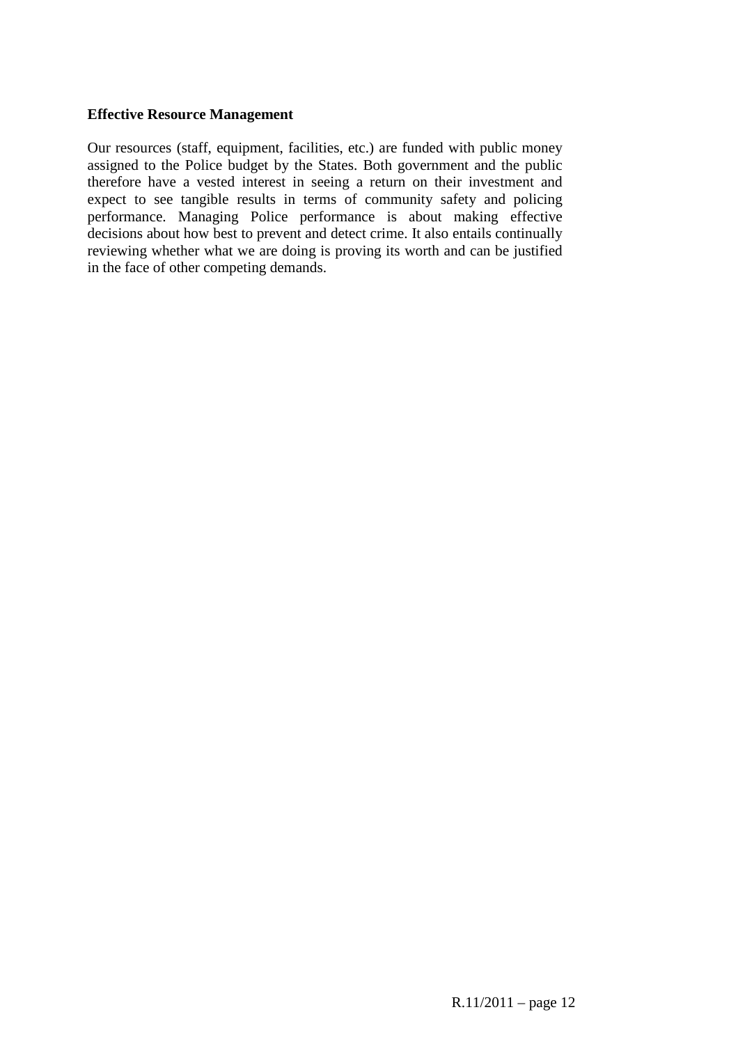**Effective Resource Management**

Our resources (staff, equipment, facilities, etc.) are funded with public money assigned to the Police budget by the States. Both government and the public therefore have a vested interest in seeing a return on their investment and expect to see tangible results in terms of community safety and policing performance. Managing Police performance is about making effective decisions about how best to prevent and detect crime. It also entails continually reviewing whether what we are doing is proving its worth and can be justified in the face of other competing demands.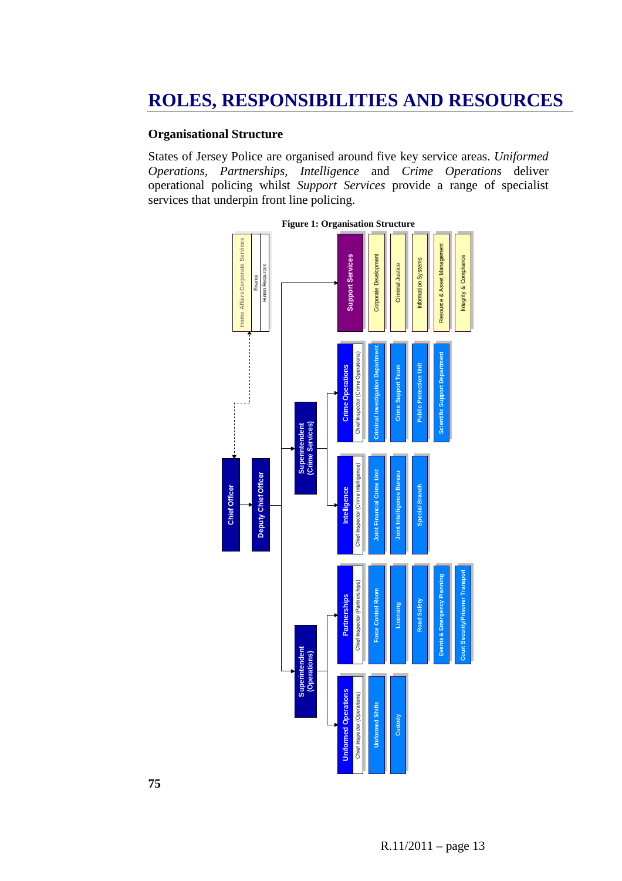# ROLES, RESPONSIBILITIES AND RESOURCES

### Organisational Structure

States of Jersey Police are organised around five key service areas. *Uniformed Operations*, *Partnerships*, *Intelligence* and *Crime Operations* deliver operational policing whilst *Support Services* provide a range of specialist services that underpin front line policing.

**Figure 1: Organisation Structure**

- Chief Officer
  - Home Affairs Corporate Services (Finance; Human Resources)
  - Deputy Chief Officer
    - Support Services
      - Corporate Development
      - Criminal Justice
      - Information Systems
      - Resource & Asset Management
      - Integrity & Compliance
    - Superintendent (Crime Services)
      - Crime Operations – Chief Inspector (Crime Operations)
        - Criminal Investigation Department
        - Crime Support Team
        - Public Protection Unit
        - Scientific Support Department
      - Intelligence – Chief Inspector (Crime Intelligence)
        - Joint Financial Crime Unit
        - Joint Intelligence Bureau
        - Special Branch
    - Superintendent (Operations)
      - Partnerships – Chief Inspector (Partnerships)
        - Force Control Room
        - Licensing
        - Road Safety
        - Events & Emergency Planning
        - Court Security/Prisoner Transport
      - Uniformed Operations – Chief Inspector (Operations)
        - Uniformed Shifts
        - Custody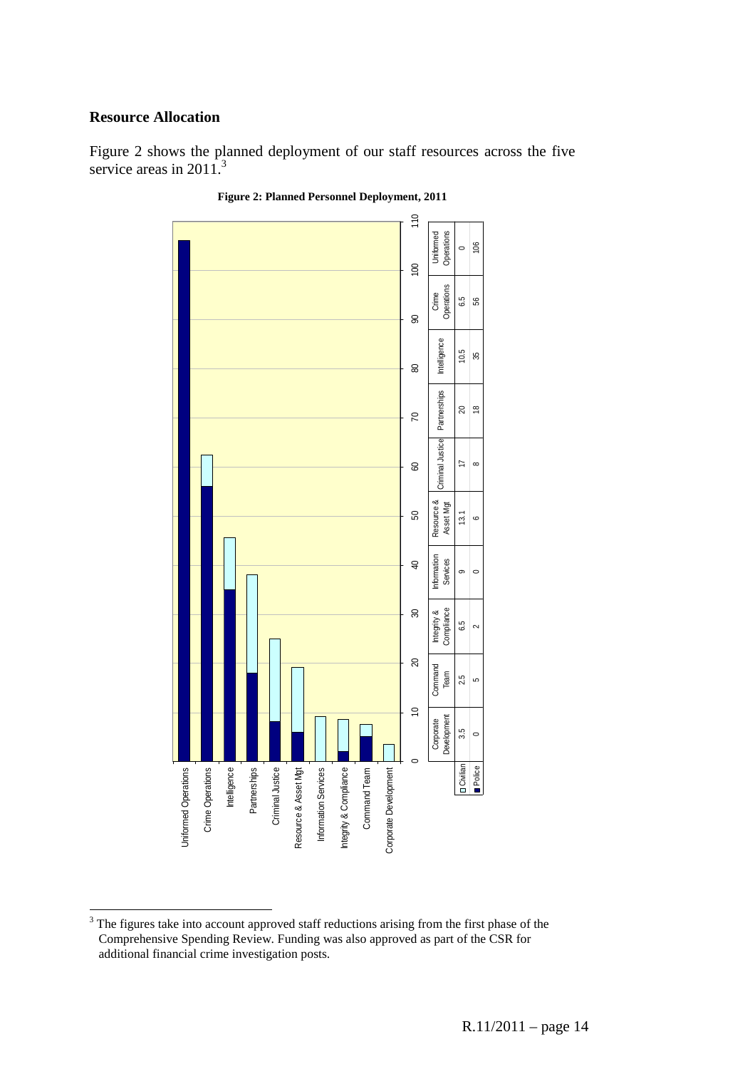## Resource Allocation

Figure 2 shows the planned deployment of our staff resources across the five service areas in 2011.[3]

**Figure 2: Planned Personnel Deployment, 2011**

| | Corporate Development | Command Team | Integrity & Compliance | Information Services | Resource & Asset Mgt | Criminal Justice | Partnerships | Intelligence | Crime Operations | Uniformed Operations |
|---|---|---|---|---|---|---|---|---|---|---|
| Civilian | 3.5 | 2.5 | 6.5 | 9 | 13.1 | 17 | 20 | 10.5 | 6.5 | 0 |
| Police | 0 | 5 | 2 | 0 | 6 | 8 | 18 | 35 | 56 | 106 |

[3] The figures take into account approved staff reductions arising from the first phase of the Comprehensive Spending Review. Funding was also approved as part of the CSR for additional financial crime investigation posts.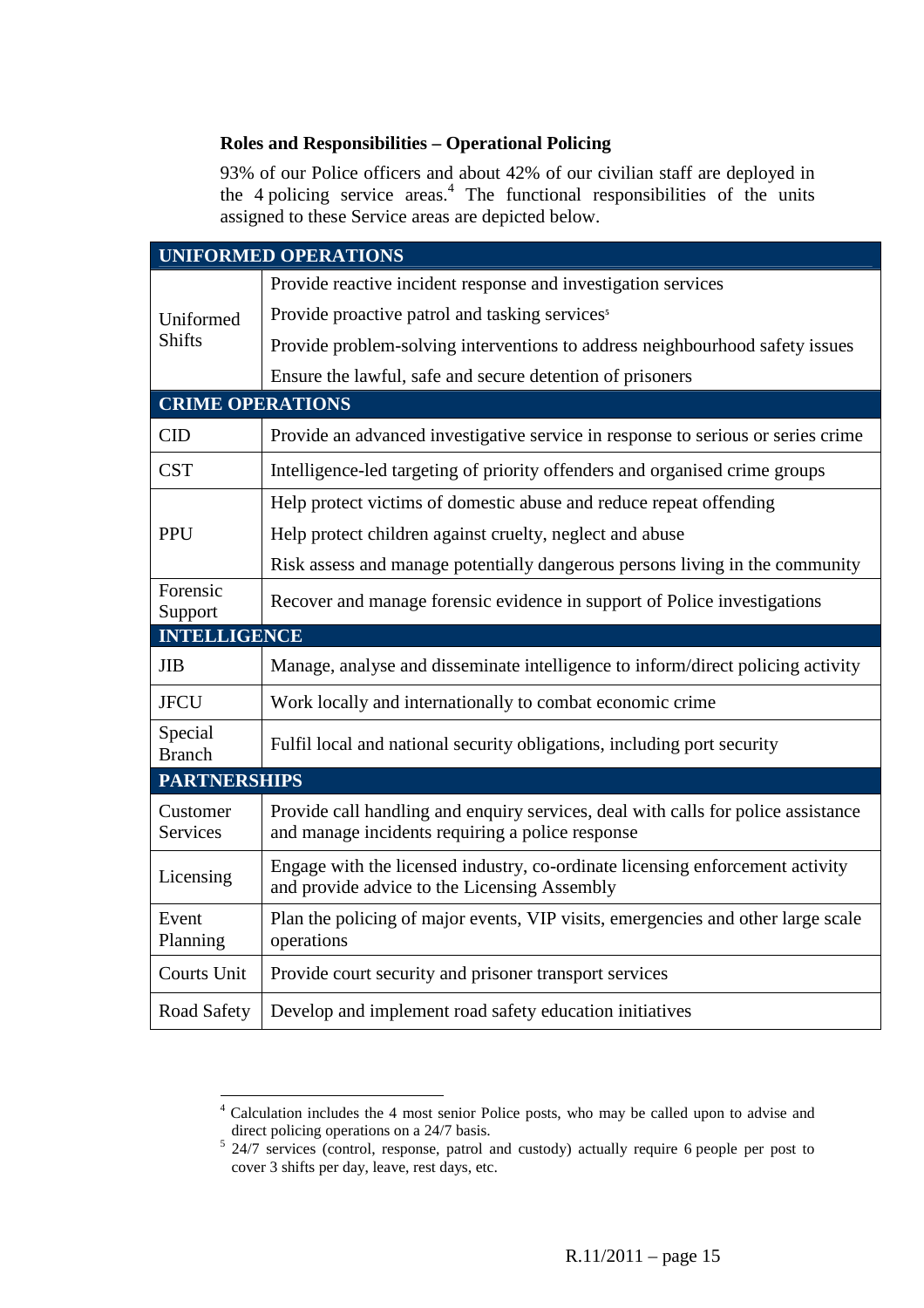### Roles and Responsibilities – Operational Policing

93% of our Police officers and about 42% of our civilian staff are deployed in the 4 policing service areas.[4] The functional responsibilities of the units assigned to these Service areas are depicted below.

| UNIFORMED OPERATIONS | |
|---|---|
| Uniformed Shifts | Provide reactive incident response and investigation services |
| | Provide proactive patrol and tasking services[5] |
| | Provide problem-solving interventions to address neighbourhood safety issues |
| | Ensure the lawful, safe and secure detention of prisoners |
| **CRIME OPERATIONS** | |
| CID | Provide an advanced investigative service in response to serious or series crime |
| CST | Intelligence-led targeting of priority offenders and organised crime groups |
| PPU | Help protect victims of domestic abuse and reduce repeat offending |
| | Help protect children against cruelty, neglect and abuse |
| | Risk assess and manage potentially dangerous persons living in the community |
| Forensic Support | Recover and manage forensic evidence in support of Police investigations |
| **INTELLIGENCE** | |
| JIB | Manage, analyse and disseminate intelligence to inform/direct policing activity |
| JFCU | Work locally and internationally to combat economic crime |
| Special Branch | Fulfil local and national security obligations, including port security |
| **PARTNERSHIPS** | |
| Customer Services | Provide call handling and enquiry services, deal with calls for police assistance and manage incidents requiring a police response |
| Licensing | Engage with the licensed industry, co-ordinate licensing enforcement activity and provide advice to the Licensing Assembly |
| Event Planning | Plan the policing of major events, VIP visits, emergencies and other large scale operations |
| Courts Unit | Provide court security and prisoner transport services |
| Road Safety | Develop and implement road safety education initiatives |

[4] Calculation includes the 4 most senior Police posts, who may be called upon to advise and direct policing operations on a 24/7 basis.

[5] 24/7 services (control, response, patrol and custody) actually require 6 people per post to cover 3 shifts per day, leave, rest days, etc.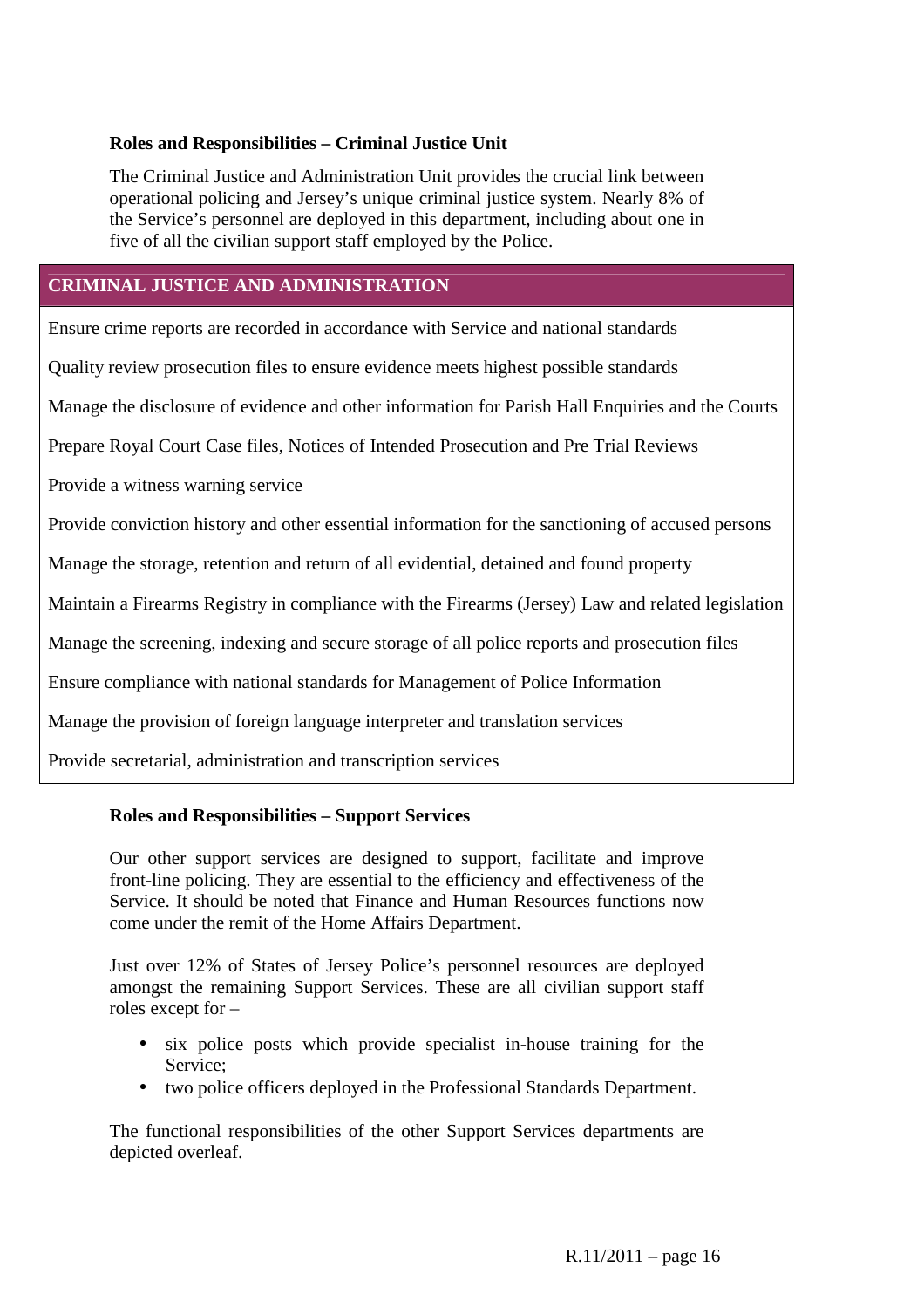### Roles and Responsibilities – Criminal Justice Unit

The Criminal Justice and Administration Unit provides the crucial link between operational policing and Jersey's unique criminal justice system. Nearly 8% of the Service's personnel are deployed in this department, including about one in five of all the civilian support staff employed by the Police.

| CRIMINAL JUSTICE AND ADMINISTRATION |
|---|
| Ensure crime reports are recorded in accordance with Service and national standards |
| Quality review prosecution files to ensure evidence meets highest possible standards |
| Manage the disclosure of evidence and other information for Parish Hall Enquiries and the Courts |
| Prepare Royal Court Case files, Notices of Intended Prosecution and Pre Trial Reviews |
| Provide a witness warning service |
| Provide conviction history and other essential information for the sanctioning of accused persons |
| Manage the storage, retention and return of all evidential, detained and found property |
| Maintain a Firearms Registry in compliance with the Firearms (Jersey) Law and related legislation |
| Manage the screening, indexing and secure storage of all police reports and prosecution files |
| Ensure compliance with national standards for Management of Police Information |
| Manage the provision of foreign language interpreter and translation services |
| Provide secretarial, administration and transcription services |

### Roles and Responsibilities – Support Services

Our other support services are designed to support, facilitate and improve front-line policing. They are essential to the efficiency and effectiveness of the Service. It should be noted that Finance and Human Resources functions now come under the remit of the Home Affairs Department.

Just over 12% of States of Jersey Police's personnel resources are deployed amongst the remaining Support Services. These are all civilian support staff roles except for –

- six police posts which provide specialist in-house training for the Service;
- two police officers deployed in the Professional Standards Department.

The functional responsibilities of the other Support Services departments are depicted overleaf.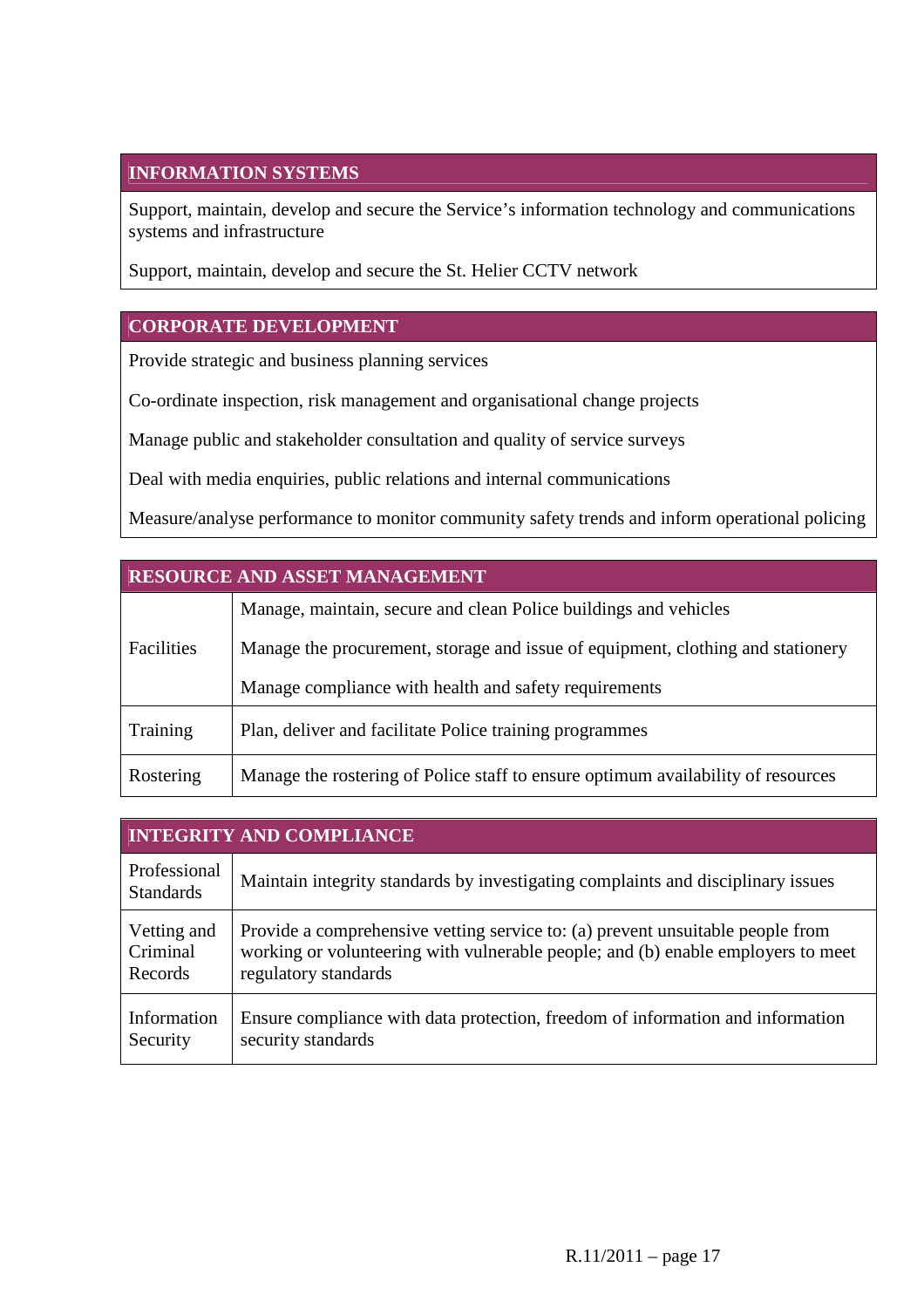| INFORMATION SYSTEMS |
|---|
| Support, maintain, develop and secure the Service's information technology and communications systems and infrastructure |
| Support, maintain, develop and secure the St. Helier CCTV network |

| CORPORATE DEVELOPMENT |
|---|
| Provide strategic and business planning services |
| Co-ordinate inspection, risk management and organisational change projects |
| Manage public and stakeholder consultation and quality of service surveys |
| Deal with media enquiries, public relations and internal communications |
| Measure/analyse performance to monitor community safety trends and inform operational policing |

| RESOURCE AND ASSET MANAGEMENT | |
|---|---|
| Facilities | Manage, maintain, secure and clean Police buildings and vehicles |
| | Manage the procurement, storage and issue of equipment, clothing and stationery |
| | Manage compliance with health and safety requirements |
| Training | Plan, deliver and facilitate Police training programmes |
| Rostering | Manage the rostering of Police staff to ensure optimum availability of resources |

| INTEGRITY AND COMPLIANCE | |
|---|---|
| Professional Standards | Maintain integrity standards by investigating complaints and disciplinary issues |
| Vetting and Criminal Records | Provide a comprehensive vetting service to: (a) prevent unsuitable people from working or volunteering with vulnerable people; and (b) enable employers to meet regulatory standards |
| Information Security | Ensure compliance with data protection, freedom of information and information security standards |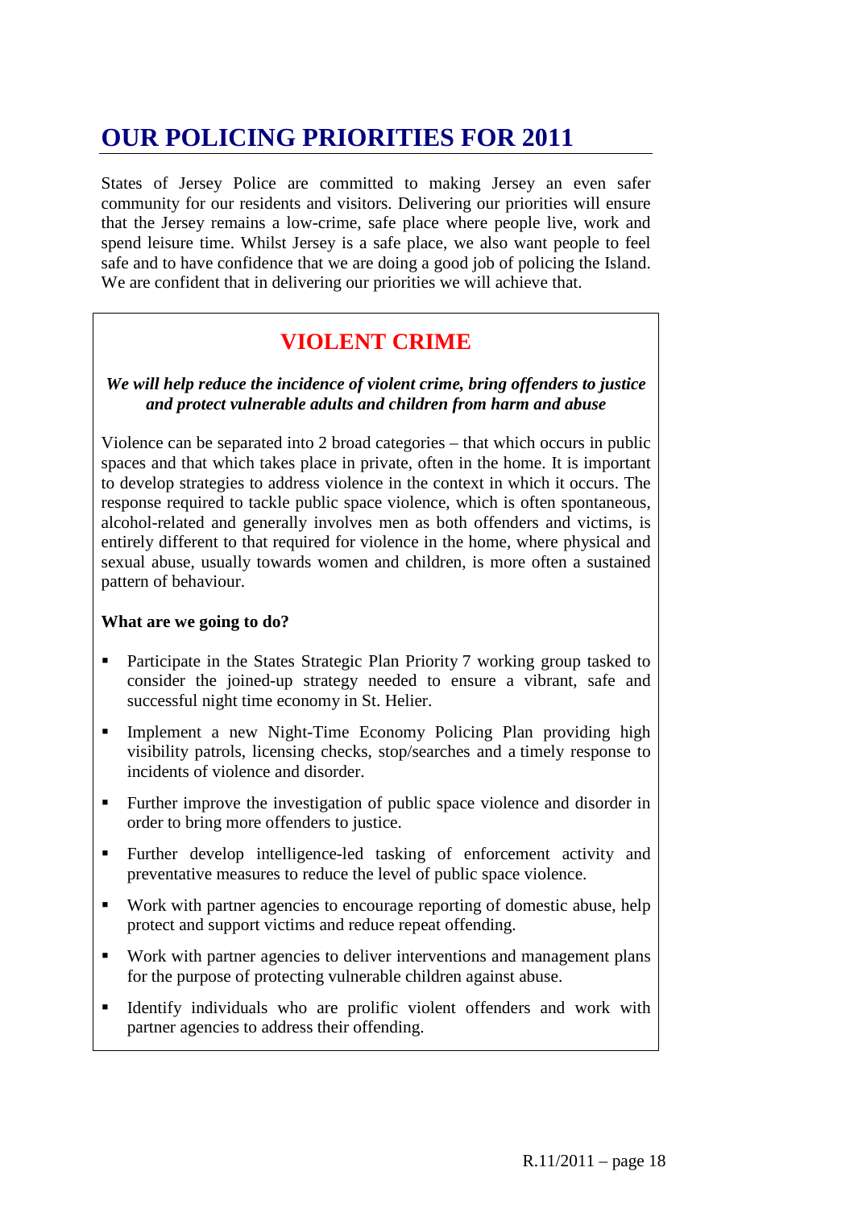# OUR POLICING PRIORITIES FOR 2011

States of Jersey Police are committed to making Jersey an even safer community for our residents and visitors. Delivering our priorities will ensure that the Jersey remains a low-crime, safe place where people live, work and spend leisure time. Whilst Jersey is a safe place, we also want people to feel safe and to have confidence that we are doing a good job of policing the Island. We are confident that in delivering our priorities we will achieve that.

## VIOLENT CRIME

***We will help reduce the incidence of violent crime, bring offenders to justice and protect vulnerable adults and children from harm and abuse***

Violence can be separated into 2 broad categories – that which occurs in public spaces and that which takes place in private, often in the home. It is important to develop strategies to address violence in the context in which it occurs. The response required to tackle public space violence, which is often spontaneous, alcohol-related and generally involves men as both offenders and victims, is entirely different to that required for violence in the home, where physical and sexual abuse, usually towards women and children, is more often a sustained pattern of behaviour.

**What are we going to do?**

- Participate in the States Strategic Plan Priority 7 working group tasked to consider the joined-up strategy needed to ensure a vibrant, safe and successful night time economy in St. Helier.
- Implement a new Night-Time Economy Policing Plan providing high visibility patrols, licensing checks, stop/searches and a timely response to incidents of violence and disorder.
- Further improve the investigation of public space violence and disorder in order to bring more offenders to justice.
- Further develop intelligence-led tasking of enforcement activity and preventative measures to reduce the level of public space violence.
- Work with partner agencies to encourage reporting of domestic abuse, help protect and support victims and reduce repeat offending.
- Work with partner agencies to deliver interventions and management plans for the purpose of protecting vulnerable children against abuse.
- Identify individuals who are prolific violent offenders and work with partner agencies to address their offending.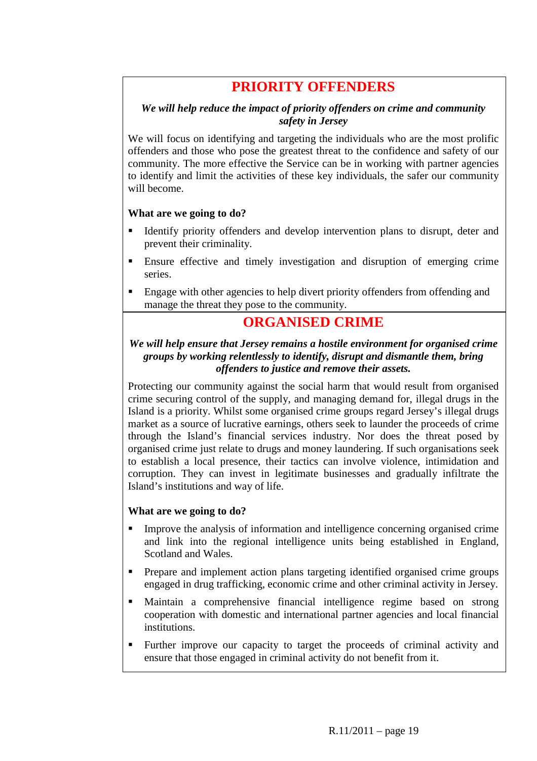## PRIORITY OFFENDERS

***We will help reduce the impact of priority offenders on crime and community safety in Jersey***

We will focus on identifying and targeting the individuals who are the most prolific offenders and those who pose the greatest threat to the confidence and safety of our community. The more effective the Service can be in working with partner agencies to identify and limit the activities of these key individuals, the safer our community will become.

**What are we going to do?**

- Identify priority offenders and develop intervention plans to disrupt, deter and prevent their criminality.
- Ensure effective and timely investigation and disruption of emerging crime series.
- Engage with other agencies to help divert priority offenders from offending and manage the threat they pose to the community.

## ORGANISED CRIME

***We will help ensure that Jersey remains a hostile environment for organised crime groups by working relentlessly to identify, disrupt and dismantle them, bring offenders to justice and remove their assets.***

Protecting our community against the social harm that would result from organised crime securing control of the supply, and managing demand for, illegal drugs in the Island is a priority. Whilst some organised crime groups regard Jersey's illegal drugs market as a source of lucrative earnings, others seek to launder the proceeds of crime through the Island's financial services industry. Nor does the threat posed by organised crime just relate to drugs and money laundering. If such organisations seek to establish a local presence, their tactics can involve violence, intimidation and corruption. They can invest in legitimate businesses and gradually infiltrate the Island's institutions and way of life.

**What are we going to do?**

- Improve the analysis of information and intelligence concerning organised crime and link into the regional intelligence units being established in England, Scotland and Wales.
- Prepare and implement action plans targeting identified organised crime groups engaged in drug trafficking, economic crime and other criminal activity in Jersey.
- Maintain a comprehensive financial intelligence regime based on strong cooperation with domestic and international partner agencies and local financial institutions.
- Further improve our capacity to target the proceeds of criminal activity and ensure that those engaged in criminal activity do not benefit from it.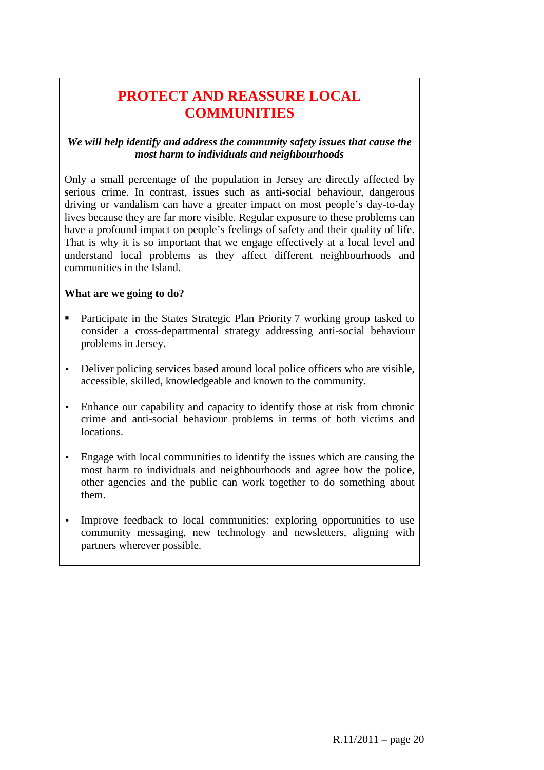## PROTECT AND REASSURE LOCAL COMMUNITIES

***We will help identify and address the community safety issues that cause the most harm to individuals and neighbourhoods***

Only a small percentage of the population in Jersey are directly affected by serious crime. In contrast, issues such as anti-social behaviour, dangerous driving or vandalism can have a greater impact on most people's day-to-day lives because they are far more visible. Regular exposure to these problems can have a profound impact on people's feelings of safety and their quality of life. That is why it is so important that we engage effectively at a local level and understand local problems as they affect different neighbourhoods and communities in the Island.

**What are we going to do?**

- Participate in the States Strategic Plan Priority 7 working group tasked to consider a cross-departmental strategy addressing anti-social behaviour problems in Jersey.
- Deliver policing services based around local police officers who are visible, accessible, skilled, knowledgeable and known to the community.
- Enhance our capability and capacity to identify those at risk from chronic crime and anti-social behaviour problems in terms of both victims and locations.
- Engage with local communities to identify the issues which are causing the most harm to individuals and neighbourhoods and agree how the police, other agencies and the public can work together to do something about them.
- Improve feedback to local communities: exploring opportunities to use community messaging, new technology and newsletters, aligning with partners wherever possible.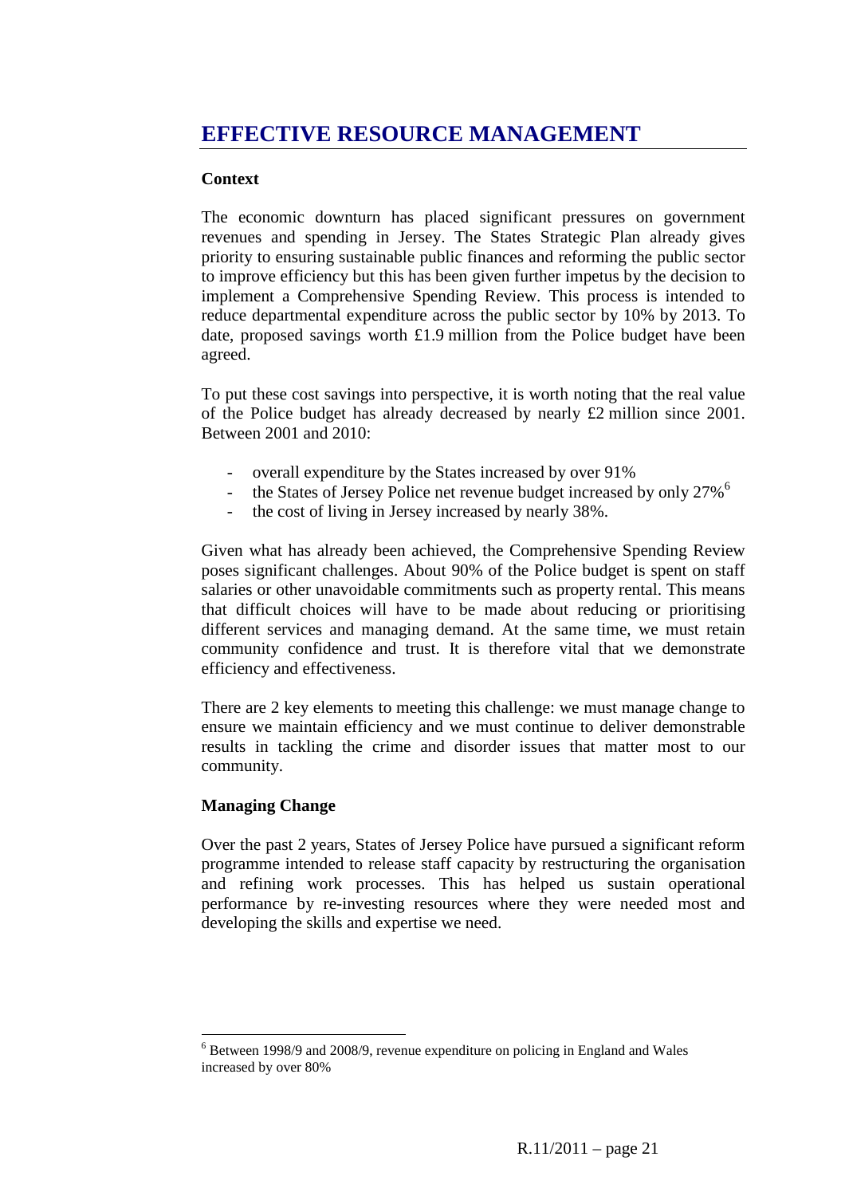# EFFECTIVE RESOURCE MANAGEMENT

**Context**

The economic downturn has placed significant pressures on government revenues and spending in Jersey. The States Strategic Plan already gives priority to ensuring sustainable public finances and reforming the public sector to improve efficiency but this has been given further impetus by the decision to implement a Comprehensive Spending Review. This process is intended to reduce departmental expenditure across the public sector by 10% by 2013. To date, proposed savings worth £1.9 million from the Police budget have been agreed.

To put these cost savings into perspective, it is worth noting that the real value of the Police budget has already decreased by nearly £2 million since 2001. Between 2001 and 2010:

- overall expenditure by the States increased by over 91%
- the States of Jersey Police net revenue budget increased by only 27%[6]
- the cost of living in Jersey increased by nearly 38%.

Given what has already been achieved, the Comprehensive Spending Review poses significant challenges. About 90% of the Police budget is spent on staff salaries or other unavoidable commitments such as property rental. This means that difficult choices will have to be made about reducing or prioritising different services and managing demand. At the same time, we must retain community confidence and trust. It is therefore vital that we demonstrate efficiency and effectiveness.

There are 2 key elements to meeting this challenge: we must manage change to ensure we maintain efficiency and we must continue to deliver demonstrable results in tackling the crime and disorder issues that matter most to our community.

**Managing Change**

Over the past 2 years, States of Jersey Police have pursued a significant reform programme intended to release staff capacity by restructuring the organisation and refining work processes. This has helped us sustain operational performance by re-investing resources where they were needed most and developing the skills and expertise we need.

---

[6] Between 1998/9 and 2008/9, revenue expenditure on policing in England and Wales increased by over 80%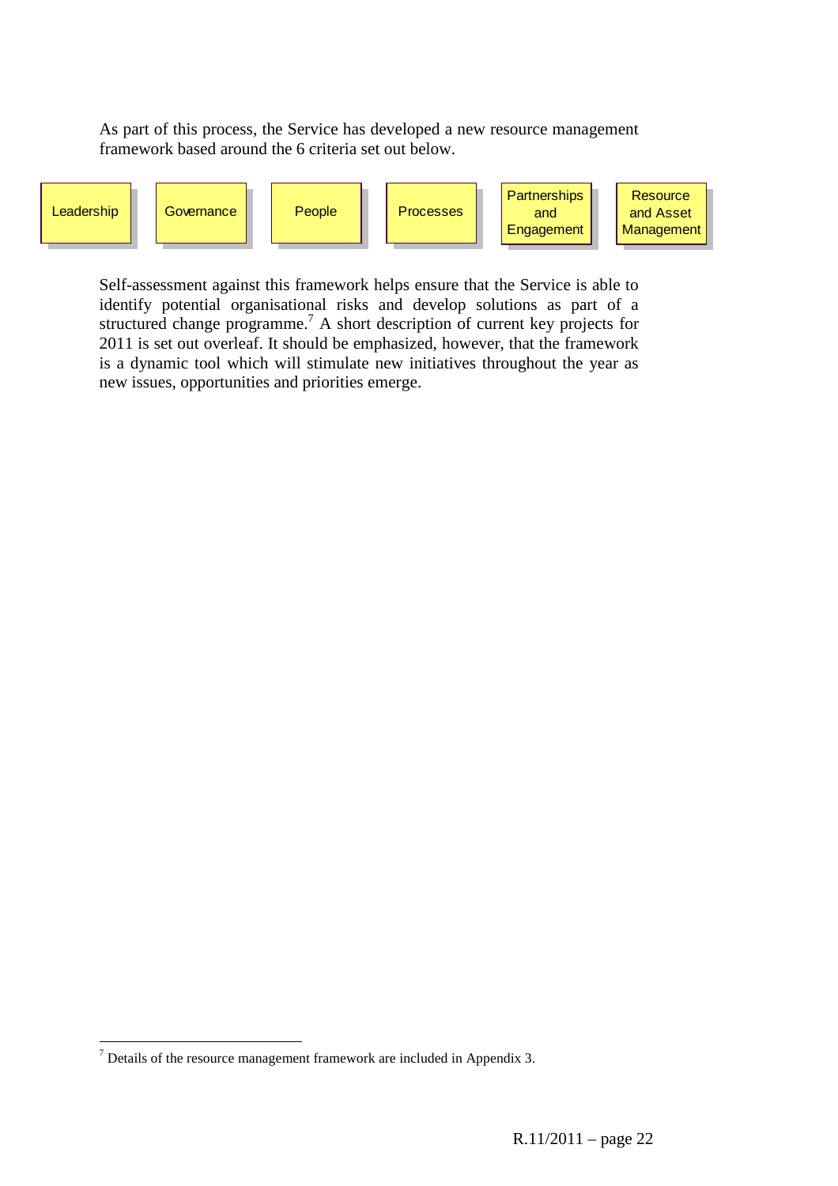As part of this process, the Service has developed a new resource management framework based around the 6 criteria set out below.

| Leadership | Governance | People | Processes | Partnerships and Engagement | Resource and Asset Management |
|---|---|---|---|---|---|

Self-assessment against this framework helps ensure that the Service is able to identify potential organisational risks and develop solutions as part of a structured change programme.[7] A short description of current key projects for 2011 is set out overleaf. It should be emphasized, however, that the framework is a dynamic tool which will stimulate new initiatives throughout the year as new issues, opportunities and priorities emerge.

[7] Details of the resource management framework are included in Appendix 3.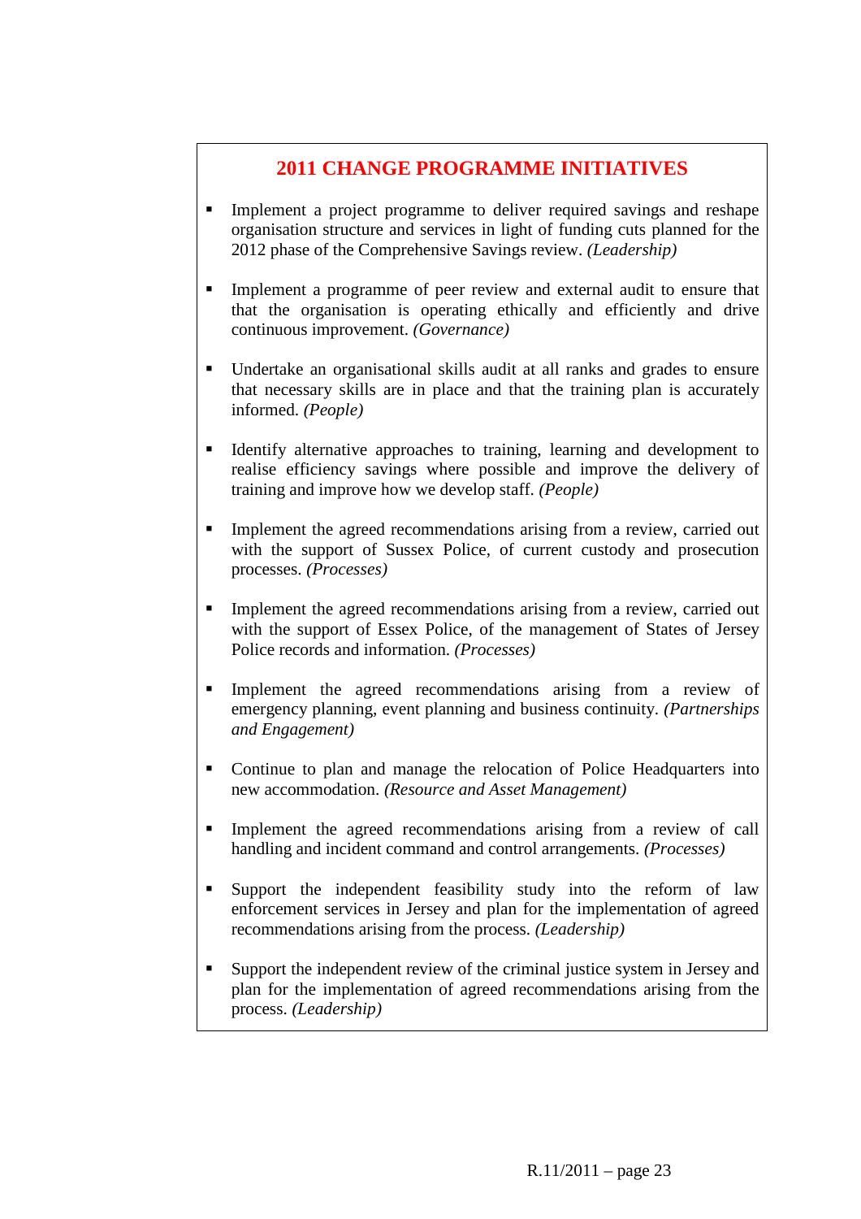## 2011 CHANGE PROGRAMME INITIATIVES

- Implement a project programme to deliver required savings and reshape organisation structure and services in light of funding cuts planned for the 2012 phase of the Comprehensive Savings review. *(Leadership)*

- Implement a programme of peer review and external audit to ensure that that the organisation is operating ethically and efficiently and drive continuous improvement. *(Governance)*

- Undertake an organisational skills audit at all ranks and grades to ensure that necessary skills are in place and that the training plan is accurately informed. *(People)*

- Identify alternative approaches to training, learning and development to realise efficiency savings where possible and improve the delivery of training and improve how we develop staff. *(People)*

- Implement the agreed recommendations arising from a review, carried out with the support of Sussex Police, of current custody and prosecution processes. *(Processes)*

- Implement the agreed recommendations arising from a review, carried out with the support of Essex Police, of the management of States of Jersey Police records and information. *(Processes)*

- Implement the agreed recommendations arising from a review of emergency planning, event planning and business continuity. *(Partnerships and Engagement)*

- Continue to plan and manage the relocation of Police Headquarters into new accommodation. *(Resource and Asset Management)*

- Implement the agreed recommendations arising from a review of call handling and incident command and control arrangements. *(Processes)*

- Support the independent feasibility study into the reform of law enforcement services in Jersey and plan for the implementation of agreed recommendations arising from the process. *(Leadership)*

- Support the independent review of the criminal justice system in Jersey and plan for the implementation of agreed recommendations arising from the process. *(Leadership)*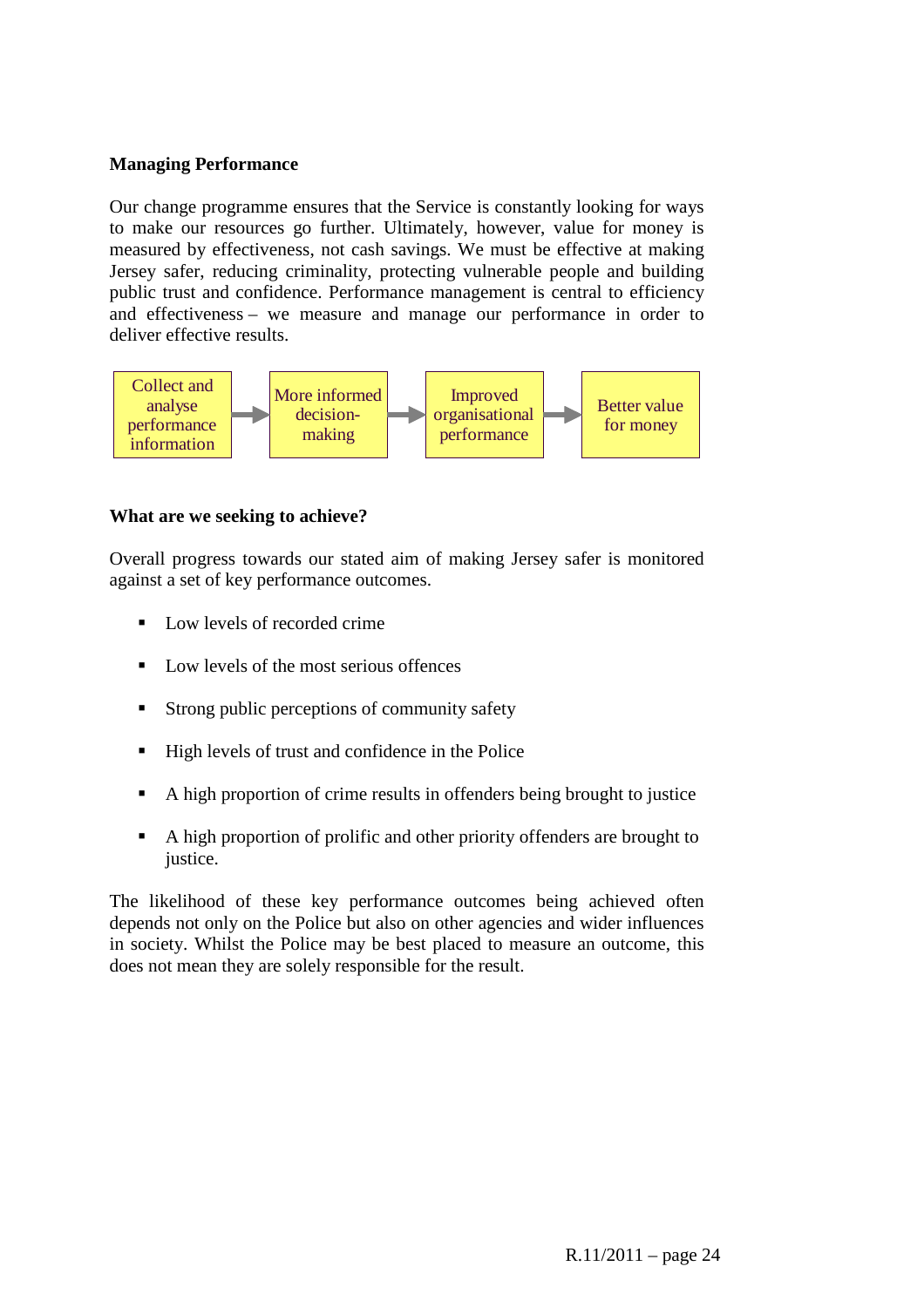**Managing Performance**

Our change programme ensures that the Service is constantly looking for ways to make our resources go further. Ultimately, however, value for money is measured by effectiveness, not cash savings. We must be effective at making Jersey safer, reducing criminality, protecting vulnerable people and building public trust and confidence. Performance management is central to efficiency and effectiveness – we measure and manage our performance in order to deliver effective results.

Collect and analyse performance information → More informed decision-making → Improved organisational performance → Better value for money

**What are we seeking to achieve?**

Overall progress towards our stated aim of making Jersey safer is monitored against a set of key performance outcomes.

- Low levels of recorded crime
- Low levels of the most serious offences
- Strong public perceptions of community safety
- High levels of trust and confidence in the Police
- A high proportion of crime results in offenders being brought to justice
- A high proportion of prolific and other priority offenders are brought to justice.

The likelihood of these key performance outcomes being achieved often depends not only on the Police but also on other agencies and wider influences in society. Whilst the Police may be best placed to measure an outcome, this does not mean they are solely responsible for the result.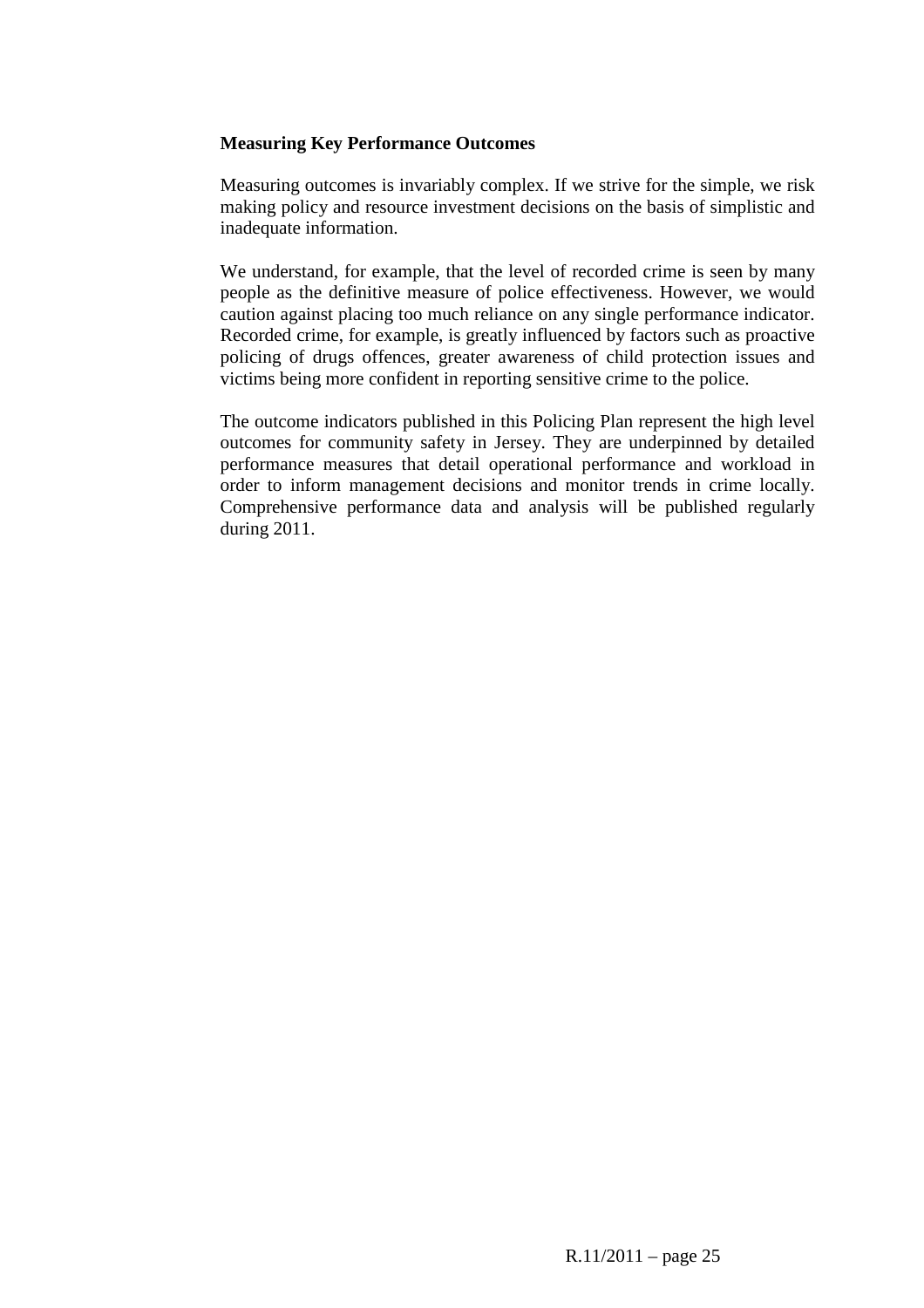## Measuring Key Performance Outcomes

Measuring outcomes is invariably complex. If we strive for the simple, we risk making policy and resource investment decisions on the basis of simplistic and inadequate information.

We understand, for example, that the level of recorded crime is seen by many people as the definitive measure of police effectiveness. However, we would caution against placing too much reliance on any single performance indicator. Recorded crime, for example, is greatly influenced by factors such as proactive policing of drugs offences, greater awareness of child protection issues and victims being more confident in reporting sensitive crime to the police.

The outcome indicators published in this Policing Plan represent the high level outcomes for community safety in Jersey. They are underpinned by detailed performance measures that detail operational performance and workload in order to inform management decisions and monitor trends in crime locally. Comprehensive performance data and analysis will be published regularly during 2011.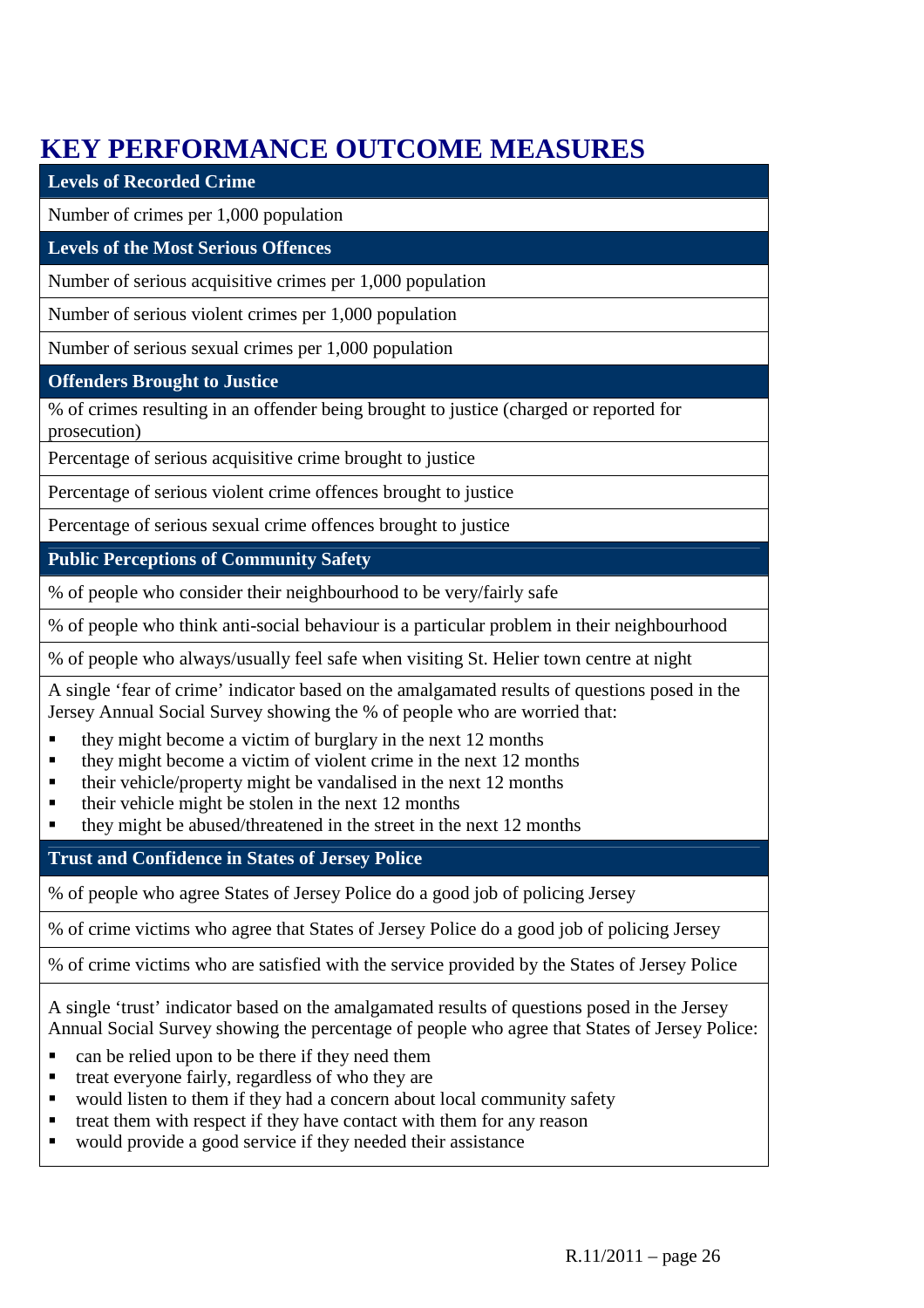# KEY PERFORMANCE OUTCOME MEASURES

| **Levels of Recorded Crime** |
|---|
| Number of crimes per 1,000 population |
| **Levels of the Most Serious Offences** |
| Number of serious acquisitive crimes per 1,000 population |
| Number of serious violent crimes per 1,000 population |
| Number of serious sexual crimes per 1,000 population |
| **Offenders Brought to Justice** |
| % of crimes resulting in an offender being brought to justice (charged or reported for prosecution) |
| Percentage of serious acquisitive crime brought to justice |
| Percentage of serious violent crime offences brought to justice |
| Percentage of serious sexual crime offences brought to justice |
| **Public Perceptions of Community Safety** |
| % of people who consider their neighbourhood to be very/fairly safe |
| % of people who think anti-social behaviour is a particular problem in their neighbourhood |
| % of people who always/usually feel safe when visiting St. Helier town centre at night |
| A single 'fear of crime' indicator based on the amalgamated results of questions posed in the Jersey Annual Social Survey showing the % of people who are worried that: <br>▪ they might become a victim of burglary in the next 12 months <br>▪ they might become a victim of violent crime in the next 12 months <br>▪ their vehicle/property might be vandalised in the next 12 months <br>▪ their vehicle might be stolen in the next 12 months <br>▪ they might be abused/threatened in the street in the next 12 months |
| **Trust and Confidence in States of Jersey Police** |
| % of people who agree States of Jersey Police do a good job of policing Jersey |
| % of crime victims who agree that States of Jersey Police do a good job of policing Jersey |
| % of crime victims who are satisfied with the service provided by the States of Jersey Police |
| A single 'trust' indicator based on the amalgamated results of questions posed in the Jersey Annual Social Survey showing the percentage of people who agree that States of Jersey Police: <br>▪ can be relied upon to be there if they need them <br>▪ treat everyone fairly, regardless of who they are <br>▪ would listen to them if they had a concern about local community safety <br>▪ treat them with respect if they have contact with them for any reason <br>▪ would provide a good service if they needed their assistance |

R.11/2011 – page 26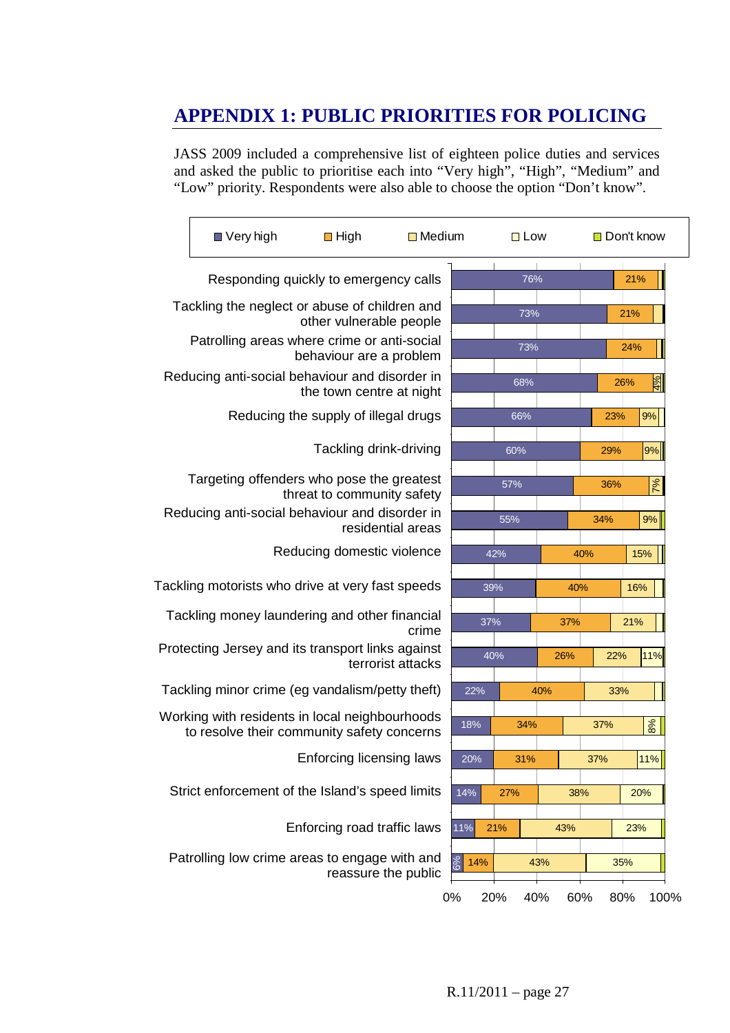# APPENDIX 1: PUBLIC PRIORITIES FOR POLICING

JASS 2009 included a comprehensive list of eighteen police duties and services and asked the public to prioritise each into "Very high", "High", "Medium" and "Low" priority. Respondents were also able to choose the option "Don't know".

| Police duty/service | Very high | High | Medium | Low | Don't know |
|---|---|---|---|---|---|
| Responding quickly to emergency calls | 76% | 21% | | | |
| Tackling the neglect or abuse of children and other vulnerable people | 73% | 21% | | | |
| Patrolling areas where crime or anti-social behaviour are a problem | 73% | 24% | | | |
| Reducing anti-social behaviour and disorder in the town centre at night | 68% | 26% | 4% | | |
| Reducing the supply of illegal drugs | 66% | 23% | 9% | | |
| Tackling drink-driving | 60% | 29% | 9% | | |
| Targeting offenders who pose the greatest threat to community safety | 57% | 36% | 7% | | |
| Reducing anti-social behaviour and disorder in residential areas | 55% | 34% | 9% | | |
| Reducing domestic violence | 42% | 40% | 15% | | |
| Tackling motorists who drive at very fast speeds | 39% | 40% | 16% | | |
| Tackling money laundering and other financial crime | 37% | 37% | 21% | | |
| Protecting Jersey and its transport links against terrorist attacks | 40% | 26% | 22% | 11% | |
| Tackling minor crime (eg vandalism/petty theft) | 22% | 40% | 33% | | |
| Working with residents in local neighbourhoods to resolve their community safety concerns | 18% | 34% | 37% | 8% | |
| Enforcing licensing laws | 20% | 31% | 37% | 11% | |
| Strict enforcement of the Island's speed limits | 14% | 27% | 38% | 20% | |
| Enforcing road traffic laws | 11% | 21% | 43% | 23% | |
| Patrolling low crime areas to engage with and reassure the public | 6% | 14% | 43% | 35% | |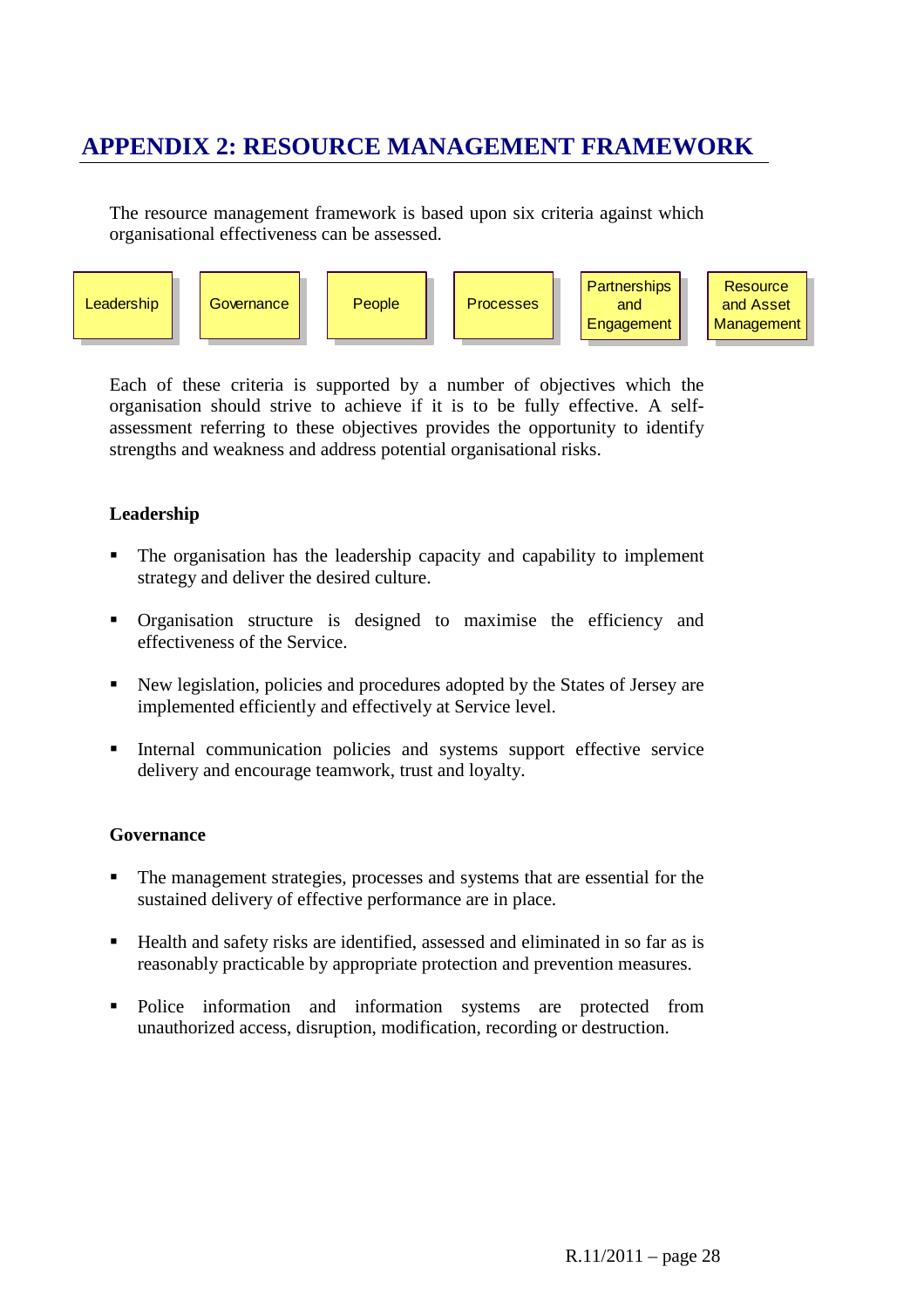# APPENDIX 2: RESOURCE MANAGEMENT FRAMEWORK

The resource management framework is based upon six criteria against which organisational effectiveness can be assessed.

| Leadership | Governance | People | Processes | Partnerships and Engagement | Resource and Asset Management |
|---|---|---|---|---|---|

Each of these criteria is supported by a number of objectives which the organisation should strive to achieve if it is to be fully effective. A self-assessment referring to these objectives provides the opportunity to identify strengths and weakness and address potential organisational risks.

**Leadership**

- The organisation has the leadership capacity and capability to implement strategy and deliver the desired culture.
- Organisation structure is designed to maximise the efficiency and effectiveness of the Service.
- New legislation, policies and procedures adopted by the States of Jersey are implemented efficiently and effectively at Service level.
- Internal communication policies and systems support effective service delivery and encourage teamwork, trust and loyalty.

**Governance**

- The management strategies, processes and systems that are essential for the sustained delivery of effective performance are in place.
- Health and safety risks are identified, assessed and eliminated in so far as is reasonably practicable by appropriate protection and prevention measures.
- Police information and information systems are protected from unauthorized access, disruption, modification, recording or destruction.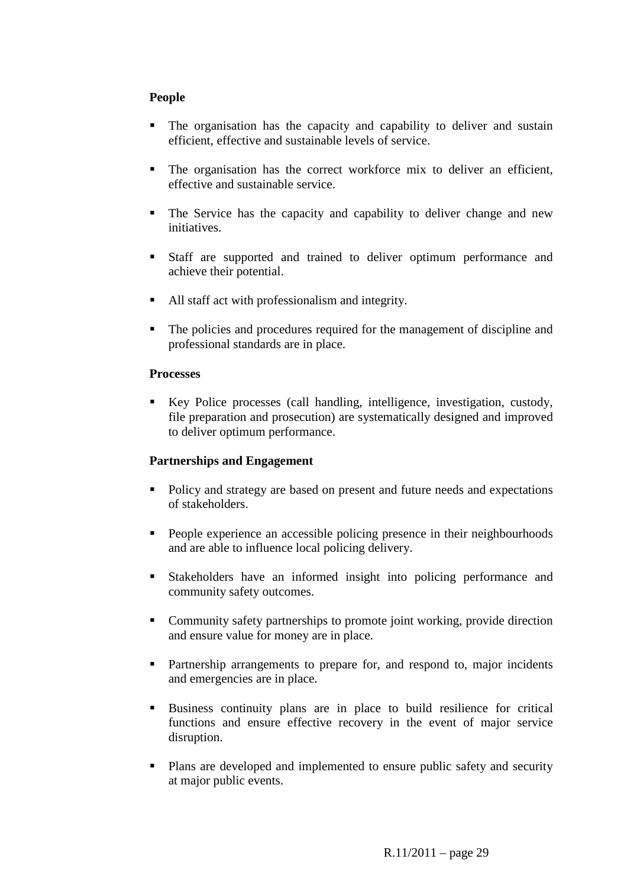**People**

- The organisation has the capacity and capability to deliver and sustain efficient, effective and sustainable levels of service.
- The organisation has the correct workforce mix to deliver an efficient, effective and sustainable service.
- The Service has the capacity and capability to deliver change and new initiatives.
- Staff are supported and trained to deliver optimum performance and achieve their potential.
- All staff act with professionalism and integrity.
- The policies and procedures required for the management of discipline and professional standards are in place.

**Processes**

- Key Police processes (call handling, intelligence, investigation, custody, file preparation and prosecution) are systematically designed and improved to deliver optimum performance.

**Partnerships and Engagement**

- Policy and strategy are based on present and future needs and expectations of stakeholders.
- People experience an accessible policing presence in their neighbourhoods and are able to influence local policing delivery.
- Stakeholders have an informed insight into policing performance and community safety outcomes.
- Community safety partnerships to promote joint working, provide direction and ensure value for money are in place.
- Partnership arrangements to prepare for, and respond to, major incidents and emergencies are in place.
- Business continuity plans are in place to build resilience for critical functions and ensure effective recovery in the event of major service disruption.
- Plans are developed and implemented to ensure public safety and security at major public events.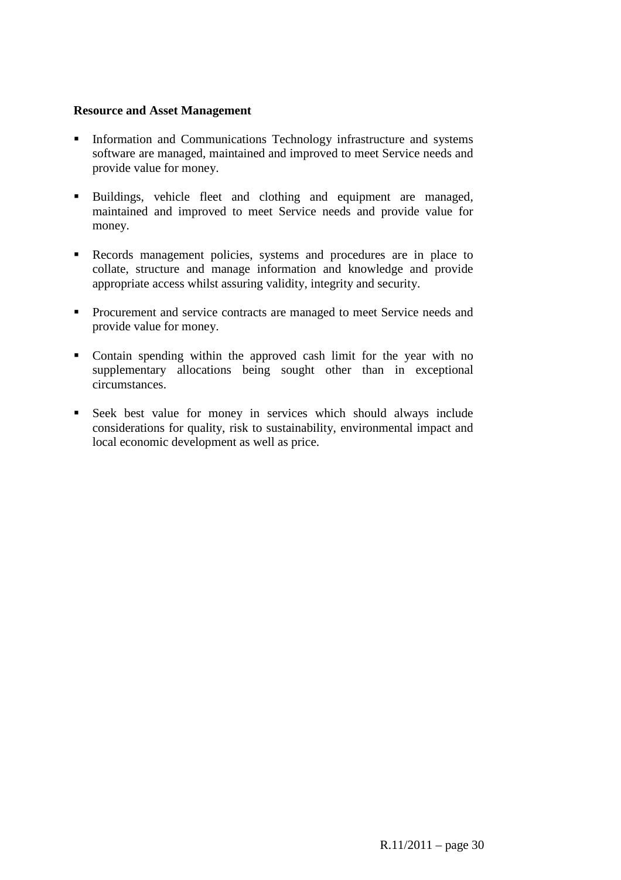**Resource and Asset Management**

- Information and Communications Technology infrastructure and systems software are managed, maintained and improved to meet Service needs and provide value for money.

- Buildings, vehicle fleet and clothing and equipment are managed, maintained and improved to meet Service needs and provide value for money.

- Records management policies, systems and procedures are in place to collate, structure and manage information and knowledge and provide appropriate access whilst assuring validity, integrity and security.

- Procurement and service contracts are managed to meet Service needs and provide value for money.

- Contain spending within the approved cash limit for the year with no supplementary allocations being sought other than in exceptional circumstances.

- Seek best value for money in services which should always include considerations for quality, risk to sustainability, environmental impact and local economic development as well as price.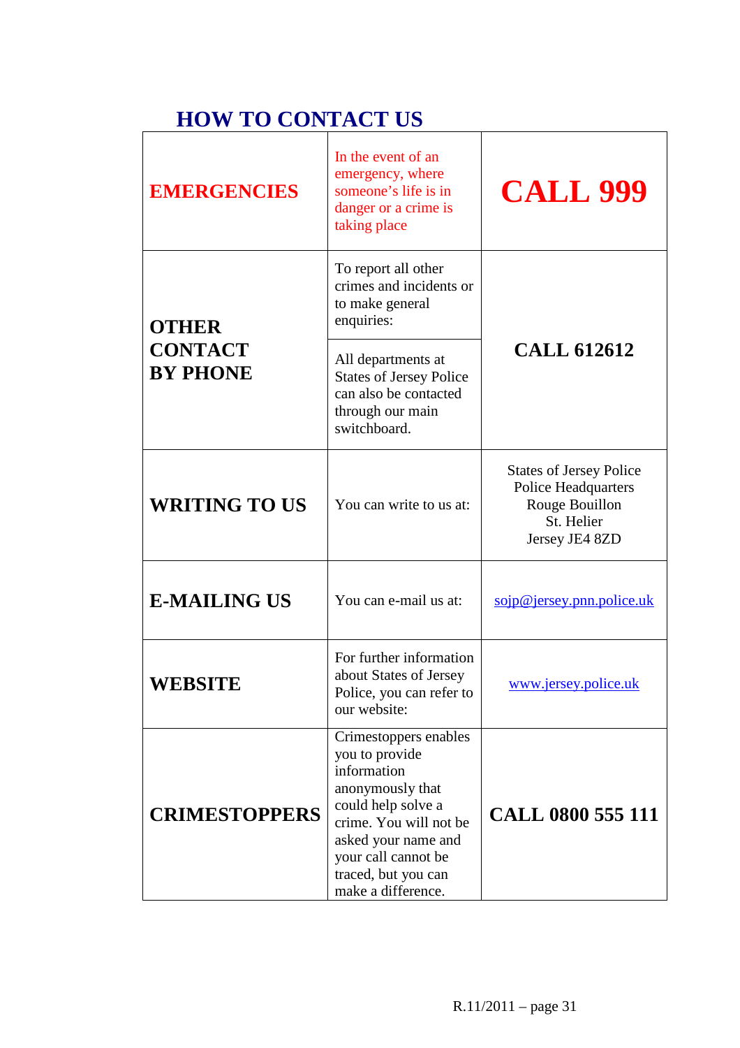## HOW TO CONTACT US

| | | |
|---|---|---|
| **EMERGENCIES** | In the event of an emergency, where someone's life is in danger or a crime is taking place | **CALL 999** |
| **OTHER CONTACT BY PHONE** | To report all other crimes and incidents or to make general enquiries: | **CALL 612612** |
| | All departments at States of Jersey Police can also be contacted through our main switchboard. | |
| **WRITING TO US** | You can write to us at: | States of Jersey Police<br>Police Headquarters<br>Rouge Bouillon<br>St. Helier<br>Jersey JE4 8ZD |
| **E-MAILING US** | You can e-mail us at: | sojp@jersey.pnn.police.uk |
| **WEBSITE** | For further information about States of Jersey Police, you can refer to our website: | www.jersey.police.uk |
| **CRIMESTOPPERS** | Crimestoppers enables you to provide information anonymously that could help solve a crime. You will not be asked your name and your call cannot be traced, but you can make a difference. | **CALL 0800 555 111** |

R.11/2011 – page 31